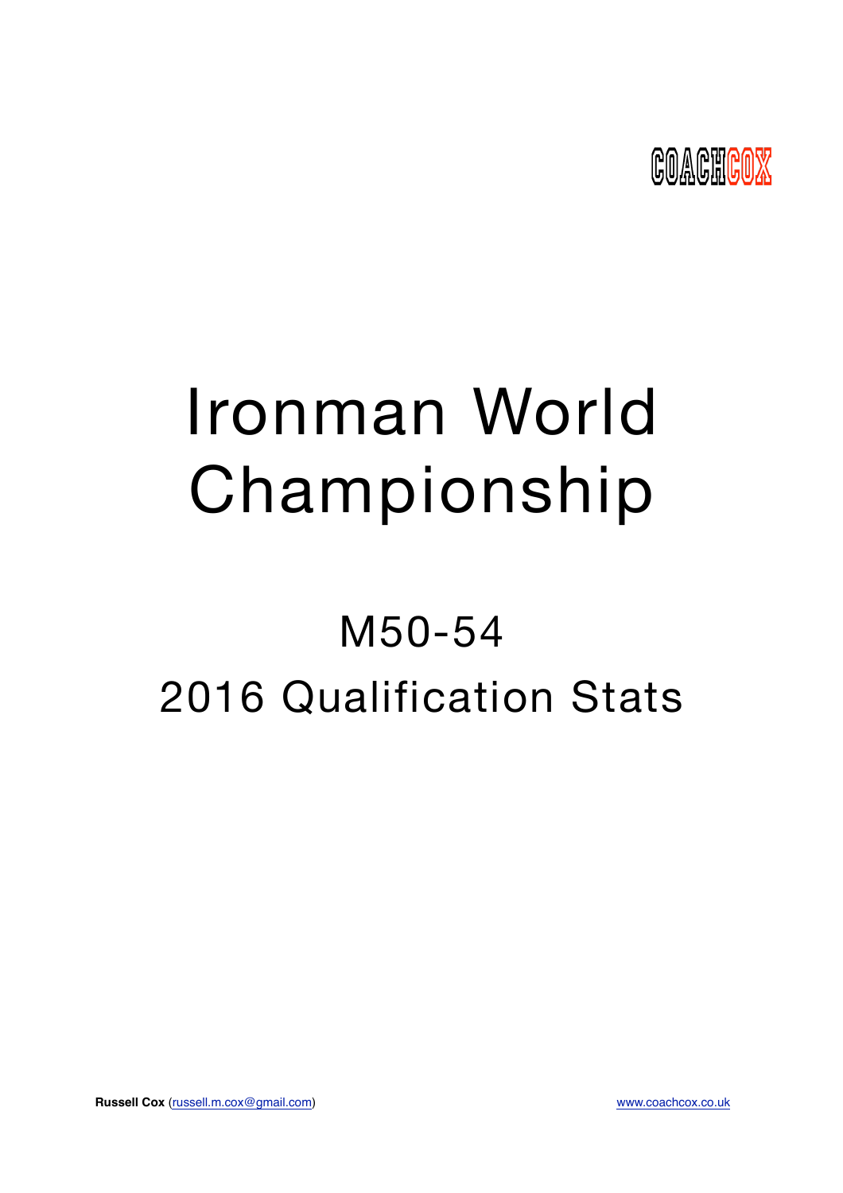COACHCOX

# Ironman World Championship

## M50-54

## 2016 Qualification Stats

**Russell Cox** (russell.m.cox@gmail.com)

www.coachcox.co.uk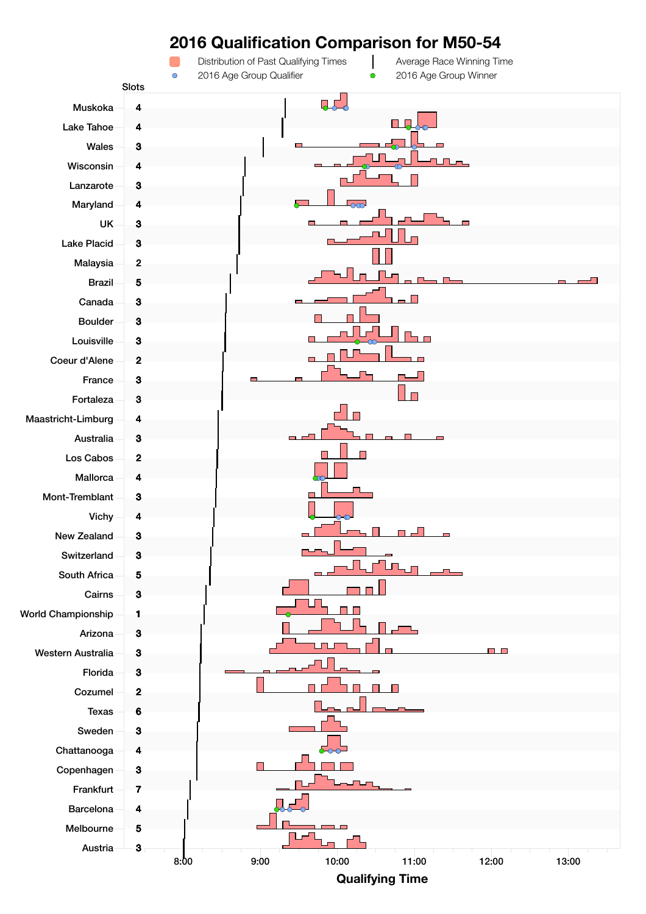# 2016 Qualification Comparison for M50-54

Distribution of Past Qualifying Times | Average Race Winning Time | 2016 Age Group Qualifier | 2016 Age Group Winner

| Race | Slots |
|---|---|
| Muskoka | 4 |
| Lake Tahoe | 4 |
| Wales | 3 |
| Wisconsin | 4 |
| Lanzarote | 3 |
| Maryland | 4 |
| UK | 3 |
| Lake Placid | 3 |
| Malaysia | 2 |
| Brazil | 5 |
| Canada | 3 |
| Boulder | 3 |
| Louisville | 3 |
| Coeur d'Alene | 2 |
| France | 3 |
| Fortaleza | 3 |
| Maastricht-Limburg | 4 |
| Australia | 3 |
| Los Cabos | 2 |
| Mallorca | 4 |
| Mont-Tremblant | 3 |
| Vichy | 4 |
| New Zealand | 3 |
| Switzerland | 3 |
| South Africa | 5 |
| Cairns | 3 |
| World Championship | 1 |
| Arizona | 3 |
| Western Australia | 3 |
| Florida | 3 |
| Cozumel | 2 |
| Texas | 6 |
| Sweden | 3 |
| Chattanooga | 4 |
| Copenhagen | 3 |
| Frankfurt | 7 |
| Barcelona | 4 |
| Melbourne | 5 |
| Austria | 3 |

Qualifying Time: 8:00, 9:00, 10:00, 11:00, 12:00, 13:00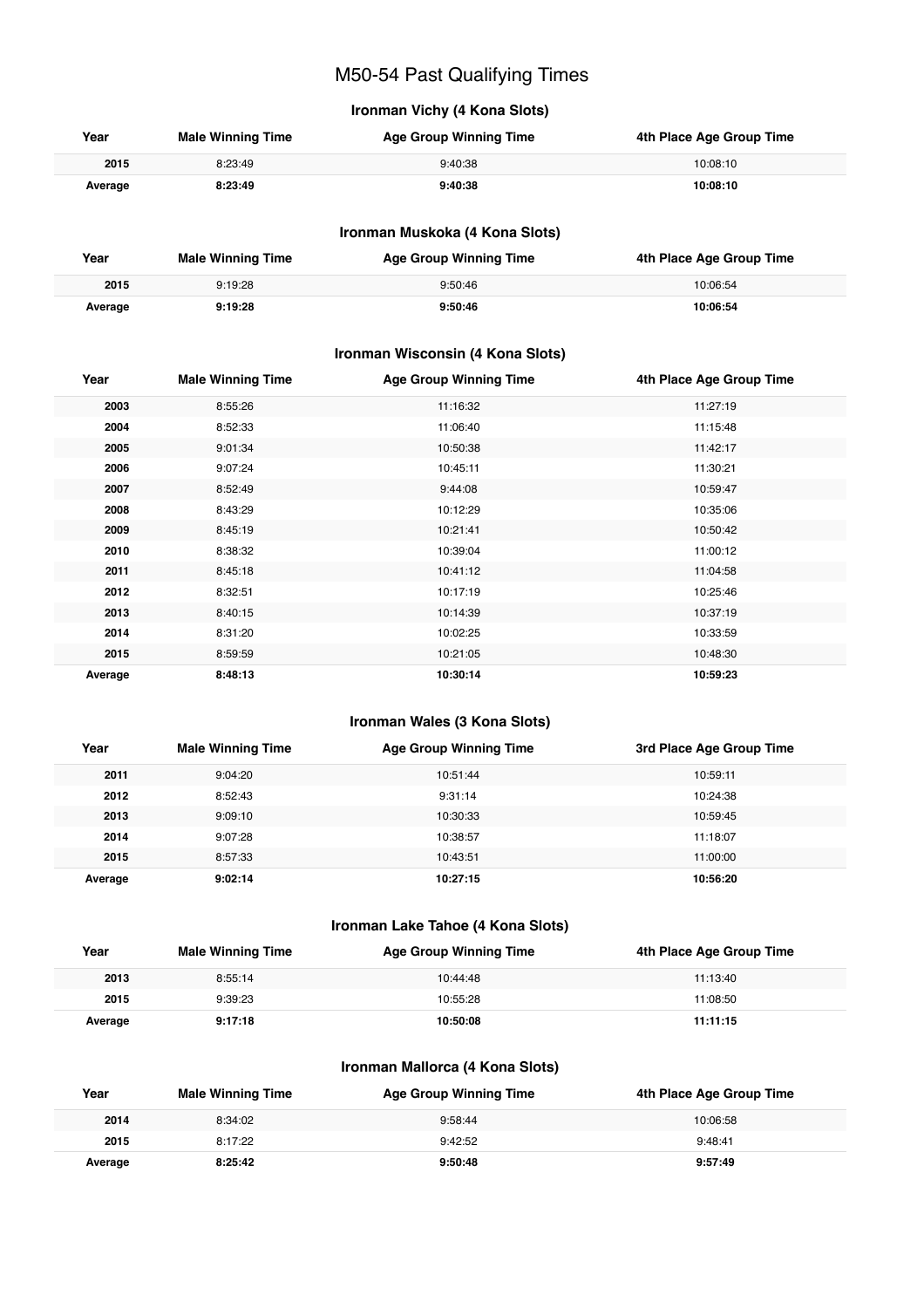# M50-54 Past Qualifying Times

## Ironman Vichy (4 Kona Slots)

| Year | Male Winning Time | Age Group Winning Time | 4th Place Age Group Time |
|---|---|---|---|
| 2015 | 8:23:49 | 9:40:38 | 10:08:10 |
| **Average** | **8:23:49** | **9:40:38** | **10:08:10** |

## Ironman Muskoka (4 Kona Slots)

| Year | Male Winning Time | Age Group Winning Time | 4th Place Age Group Time |
|---|---|---|---|
| 2015 | 9:19:28 | 9:50:46 | 10:06:54 |
| **Average** | **9:19:28** | **9:50:46** | **10:06:54** |

## Ironman Wisconsin (4 Kona Slots)

| Year | Male Winning Time | Age Group Winning Time | 4th Place Age Group Time |
|---|---|---|---|
| 2003 | 8:55:26 | 11:16:32 | 11:27:19 |
| 2004 | 8:52:33 | 11:06:40 | 11:15:48 |
| 2005 | 9:01:34 | 10:50:38 | 11:42:17 |
| 2006 | 9:07:24 | 10:45:11 | 11:30:21 |
| 2007 | 8:52:49 | 9:44:08 | 10:59:47 |
| 2008 | 8:43:29 | 10:12:29 | 10:35:06 |
| 2009 | 8:45:19 | 10:21:41 | 10:50:42 |
| 2010 | 8:38:32 | 10:39:04 | 11:00:12 |
| 2011 | 8:45:18 | 10:41:12 | 11:04:58 |
| 2012 | 8:32:51 | 10:17:19 | 10:25:46 |
| 2013 | 8:40:15 | 10:14:39 | 10:37:19 |
| 2014 | 8:31:20 | 10:02:25 | 10:33:59 |
| 2015 | 8:59:59 | 10:21:05 | 10:48:30 |
| **Average** | **8:48:13** | **10:30:14** | **10:59:23** |

## Ironman Wales (3 Kona Slots)

| Year | Male Winning Time | Age Group Winning Time | 3rd Place Age Group Time |
|---|---|---|---|
| 2011 | 9:04:20 | 10:51:44 | 10:59:11 |
| 2012 | 8:52:43 | 9:31:14 | 10:24:38 |
| 2013 | 9:09:10 | 10:30:33 | 10:59:45 |
| 2014 | 9:07:28 | 10:38:57 | 11:18:07 |
| 2015 | 8:57:33 | 10:43:51 | 11:00:00 |
| **Average** | **9:02:14** | **10:27:15** | **10:56:20** |

## Ironman Lake Tahoe (4 Kona Slots)

| Year | Male Winning Time | Age Group Winning Time | 4th Place Age Group Time |
|---|---|---|---|
| 2013 | 8:55:14 | 10:44:48 | 11:13:40 |
| 2015 | 9:39:23 | 10:55:28 | 11:08:50 |
| **Average** | **9:17:18** | **10:50:08** | **11:11:15** |

## Ironman Mallorca (4 Kona Slots)

| Year | Male Winning Time | Age Group Winning Time | 4th Place Age Group Time |
|---|---|---|---|
| 2014 | 8:34:02 | 9:58:44 | 10:06:58 |
| 2015 | 8:17:22 | 9:42:52 | 9:48:41 |
| **Average** | **8:25:42** | **9:50:48** | **9:57:49** |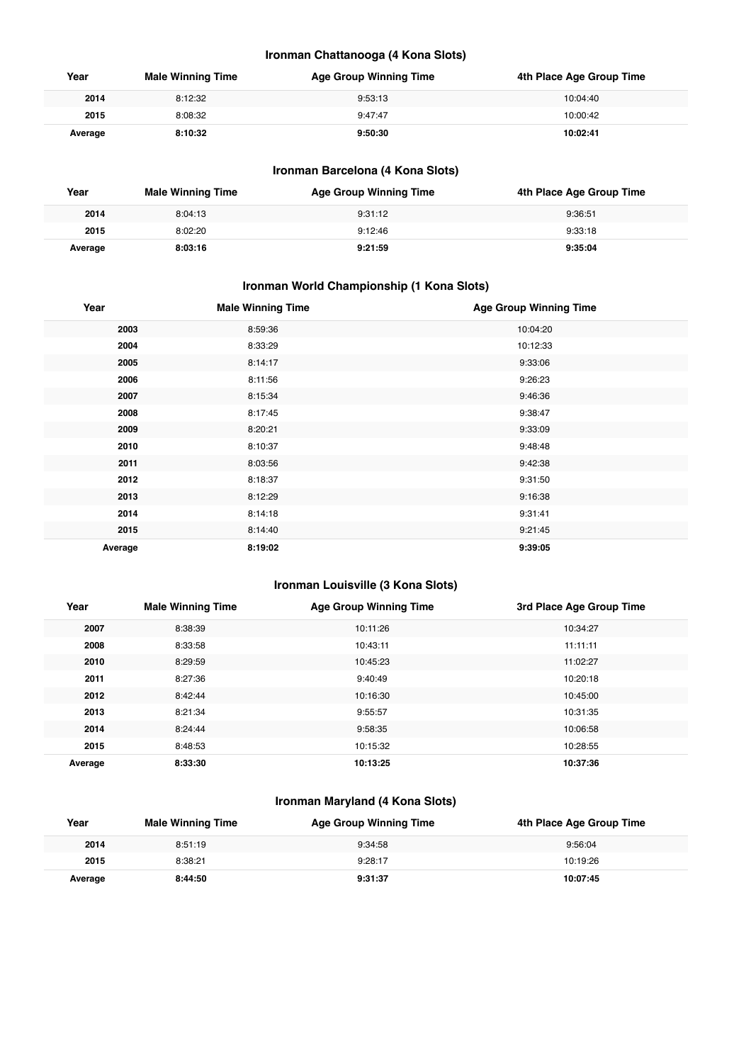### Ironman Chattanooga (4 Kona Slots)

| Year | Male Winning Time | Age Group Winning Time | 4th Place Age Group Time |
|---|---|---|---|
| 2014 | 8:12:32 | 9:53:13 | 10:04:40 |
| 2015 | 8:08:32 | 9:47:47 | 10:00:42 |
| **Average** | **8:10:32** | **9:50:30** | **10:02:41** |

### Ironman Barcelona (4 Kona Slots)

| Year | Male Winning Time | Age Group Winning Time | 4th Place Age Group Time |
|---|---|---|---|
| 2014 | 8:04:13 | 9:31:12 | 9:36:51 |
| 2015 | 8:02:20 | 9:12:46 | 9:33:18 |
| **Average** | **8:03:16** | **9:21:59** | **9:35:04** |

### Ironman World Championship (1 Kona Slots)

| Year | Male Winning Time | Age Group Winning Time |
|---|---|---|
| 2003 | 8:59:36 | 10:04:20 |
| 2004 | 8:33:29 | 10:12:33 |
| 2005 | 8:14:17 | 9:33:06 |
| 2006 | 8:11:56 | 9:26:23 |
| 2007 | 8:15:34 | 9:46:36 |
| 2008 | 8:17:45 | 9:38:47 |
| 2009 | 8:20:21 | 9:33:09 |
| 2010 | 8:10:37 | 9:48:48 |
| 2011 | 8:03:56 | 9:42:38 |
| 2012 | 8:18:37 | 9:31:50 |
| 2013 | 8:12:29 | 9:16:38 |
| 2014 | 8:14:18 | 9:31:41 |
| 2015 | 8:14:40 | 9:21:45 |
| **Average** | **8:19:02** | **9:39:05** |

### Ironman Louisville (3 Kona Slots)

| Year | Male Winning Time | Age Group Winning Time | 3rd Place Age Group Time |
|---|---|---|---|
| 2007 | 8:38:39 | 10:11:26 | 10:34:27 |
| 2008 | 8:33:58 | 10:43:11 | 11:11:11 |
| 2010 | 8:29:59 | 10:45:23 | 11:02:27 |
| 2011 | 8:27:36 | 9:40:49 | 10:20:18 |
| 2012 | 8:42:44 | 10:16:30 | 10:45:00 |
| 2013 | 8:21:34 | 9:55:57 | 10:31:35 |
| 2014 | 8:24:44 | 9:58:35 | 10:06:58 |
| 2015 | 8:48:53 | 10:15:32 | 10:28:55 |
| **Average** | **8:33:30** | **10:13:25** | **10:37:36** |

### Ironman Maryland (4 Kona Slots)

| Year | Male Winning Time | Age Group Winning Time | 4th Place Age Group Time |
|---|---|---|---|
| 2014 | 8:51:19 | 9:34:58 | 9:56:04 |
| 2015 | 8:38:21 | 9:28:17 | 10:19:26 |
| **Average** | **8:44:50** | **9:31:37** | **10:07:45** |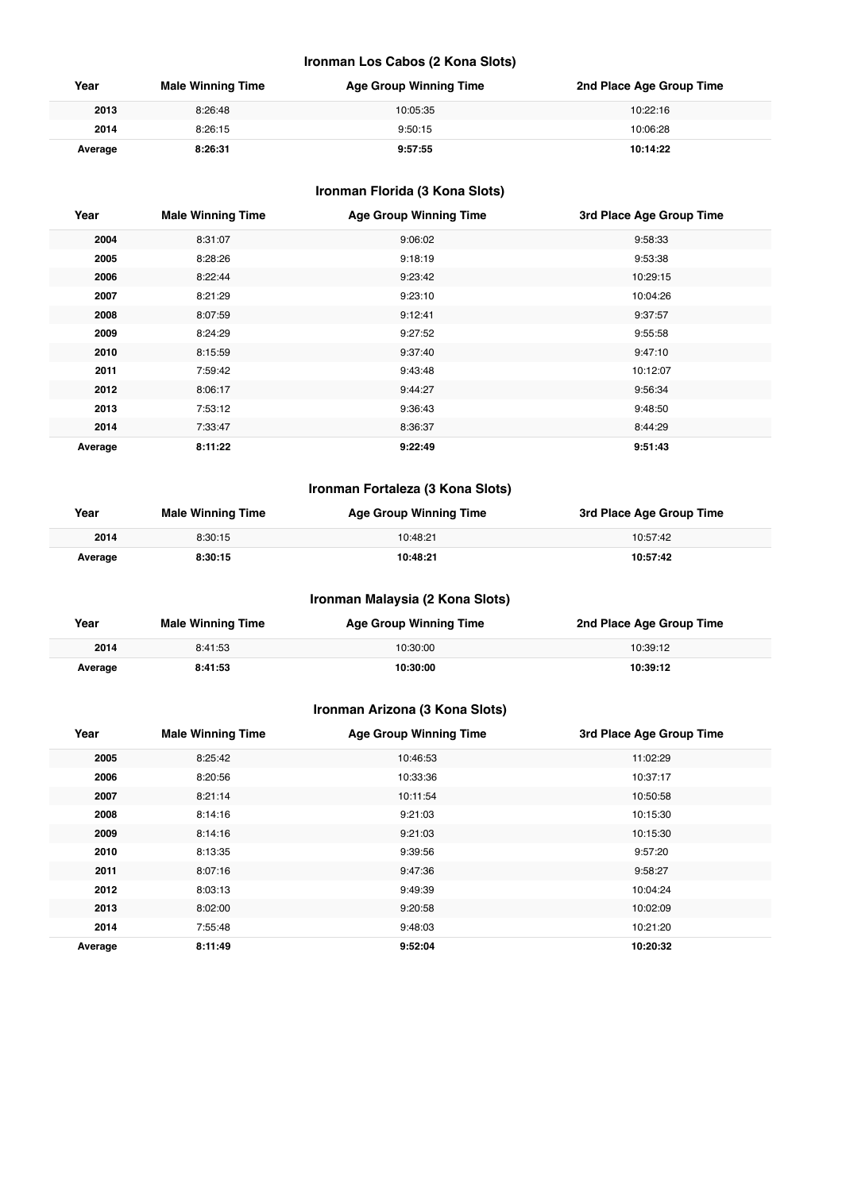### Ironman Los Cabos (2 Kona Slots)

| Year | Male Winning Time | Age Group Winning Time | 2nd Place Age Group Time |
|---|---|---|---|
| **2013** | 8:26:48 | 10:05:35 | 10:22:16 |
| **2014** | 8:26:15 | 9:50:15 | 10:06:28 |
| **Average** | **8:26:31** | **9:57:55** | **10:14:22** |

### Ironman Florida (3 Kona Slots)

| Year | Male Winning Time | Age Group Winning Time | 3rd Place Age Group Time |
|---|---|---|---|
| **2004** | 8:31:07 | 9:06:02 | 9:58:33 |
| **2005** | 8:28:26 | 9:18:19 | 9:53:38 |
| **2006** | 8:22:44 | 9:23:42 | 10:29:15 |
| **2007** | 8:21:29 | 9:23:10 | 10:04:26 |
| **2008** | 8:07:59 | 9:12:41 | 9:37:57 |
| **2009** | 8:24:29 | 9:27:52 | 9:55:58 |
| **2010** | 8:15:59 | 9:37:40 | 9:47:10 |
| **2011** | 7:59:42 | 9:43:48 | 10:12:07 |
| **2012** | 8:06:17 | 9:44:27 | 9:56:34 |
| **2013** | 7:53:12 | 9:36:43 | 9:48:50 |
| **2014** | 7:33:47 | 8:36:37 | 8:44:29 |
| **Average** | **8:11:22** | **9:22:49** | **9:51:43** |

### Ironman Fortaleza (3 Kona Slots)

| Year | Male Winning Time | Age Group Winning Time | 3rd Place Age Group Time |
|---|---|---|---|
| **2014** | 8:30:15 | 10:48:21 | 10:57:42 |
| **Average** | **8:30:15** | **10:48:21** | **10:57:42** |

### Ironman Malaysia (2 Kona Slots)

| Year | Male Winning Time | Age Group Winning Time | 2nd Place Age Group Time |
|---|---|---|---|
| **2014** | 8:41:53 | 10:30:00 | 10:39:12 |
| **Average** | **8:41:53** | **10:30:00** | **10:39:12** |

### Ironman Arizona (3 Kona Slots)

| Year | Male Winning Time | Age Group Winning Time | 3rd Place Age Group Time |
|---|---|---|---|
| **2005** | 8:25:42 | 10:46:53 | 11:02:29 |
| **2006** | 8:20:56 | 10:33:36 | 10:37:17 |
| **2007** | 8:21:14 | 10:11:54 | 10:50:58 |
| **2008** | 8:14:16 | 9:21:03 | 10:15:30 |
| **2009** | 8:14:16 | 9:21:03 | 10:15:30 |
| **2010** | 8:13:35 | 9:39:56 | 9:57:20 |
| **2011** | 8:07:16 | 9:47:36 | 9:58:27 |
| **2012** | 8:03:13 | 9:49:39 | 10:04:24 |
| **2013** | 8:02:00 | 9:20:58 | 10:02:09 |
| **2014** | 7:55:48 | 9:48:03 | 10:21:20 |
| **Average** | **8:11:49** | **9:52:04** | **10:20:32** |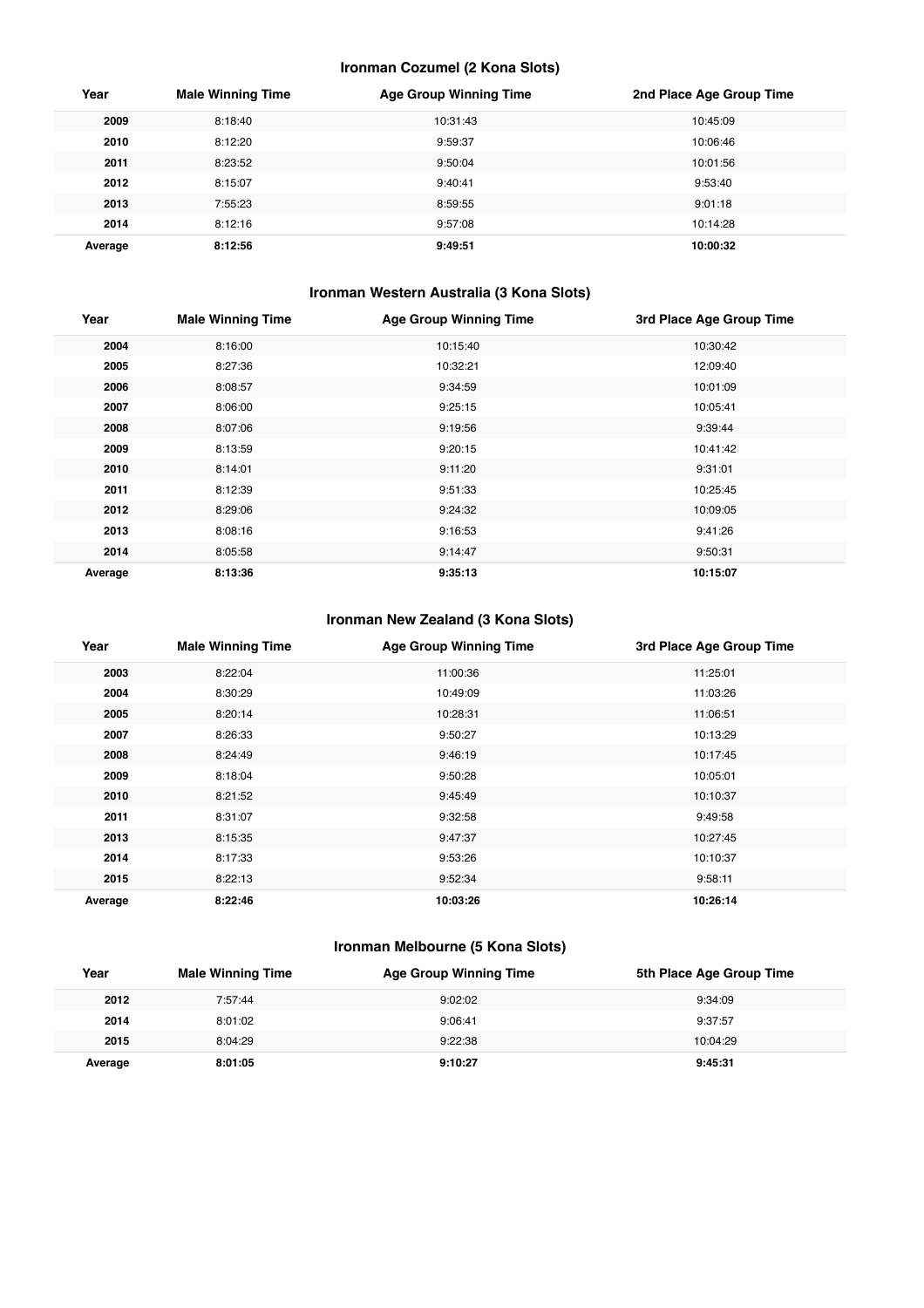### Ironman Cozumel (2 Kona Slots)

| Year | Male Winning Time | Age Group Winning Time | 2nd Place Age Group Time |
|---|---|---|---|
| **2009** | 8:18:40 | 10:31:43 | 10:45:09 |
| **2010** | 8:12:20 | 9:59:37 | 10:06:46 |
| **2011** | 8:23:52 | 9:50:04 | 10:01:56 |
| **2012** | 8:15:07 | 9:40:41 | 9:53:40 |
| **2013** | 7:55:23 | 8:59:55 | 9:01:18 |
| **2014** | 8:12:16 | 9:57:08 | 10:14:28 |
| **Average** | **8:12:56** | **9:49:51** | **10:00:32** |

### Ironman Western Australia (3 Kona Slots)

| Year | Male Winning Time | Age Group Winning Time | 3rd Place Age Group Time |
|---|---|---|---|
| **2004** | 8:16:00 | 10:15:40 | 10:30:42 |
| **2005** | 8:27:36 | 10:32:21 | 12:09:40 |
| **2006** | 8:08:57 | 9:34:59 | 10:01:09 |
| **2007** | 8:06:00 | 9:25:15 | 10:05:41 |
| **2008** | 8:07:06 | 9:19:56 | 9:39:44 |
| **2009** | 8:13:59 | 9:20:15 | 10:41:42 |
| **2010** | 8:14:01 | 9:11:20 | 9:31:01 |
| **2011** | 8:12:39 | 9:51:33 | 10:25:45 |
| **2012** | 8:29:06 | 9:24:32 | 10:09:05 |
| **2013** | 8:08:16 | 9:16:53 | 9:41:26 |
| **2014** | 8:05:58 | 9:14:47 | 9:50:31 |
| **Average** | **8:13:36** | **9:35:13** | **10:15:07** |

### Ironman New Zealand (3 Kona Slots)

| Year | Male Winning Time | Age Group Winning Time | 3rd Place Age Group Time |
|---|---|---|---|
| **2003** | 8:22:04 | 11:00:36 | 11:25:01 |
| **2004** | 8:30:29 | 10:49:09 | 11:03:26 |
| **2005** | 8:20:14 | 10:28:31 | 11:06:51 |
| **2007** | 8:26:33 | 9:50:27 | 10:13:29 |
| **2008** | 8:24:49 | 9:46:19 | 10:17:45 |
| **2009** | 8:18:04 | 9:50:28 | 10:05:01 |
| **2010** | 8:21:52 | 9:45:49 | 10:10:37 |
| **2011** | 8:31:07 | 9:32:58 | 9:49:58 |
| **2013** | 8:15:35 | 9:47:37 | 10:27:45 |
| **2014** | 8:17:33 | 9:53:26 | 10:10:37 |
| **2015** | 8:22:13 | 9:52:34 | 9:58:11 |
| **Average** | **8:22:46** | **10:03:26** | **10:26:14** |

### Ironman Melbourne (5 Kona Slots)

| Year | Male Winning Time | Age Group Winning Time | 5th Place Age Group Time |
|---|---|---|---|
| **2012** | 7:57:44 | 9:02:02 | 9:34:09 |
| **2014** | 8:01:02 | 9:06:41 | 9:37:57 |
| **2015** | 8:04:29 | 9:22:38 | 10:04:29 |
| **Average** | **8:01:05** | **9:10:27** | **9:45:31** |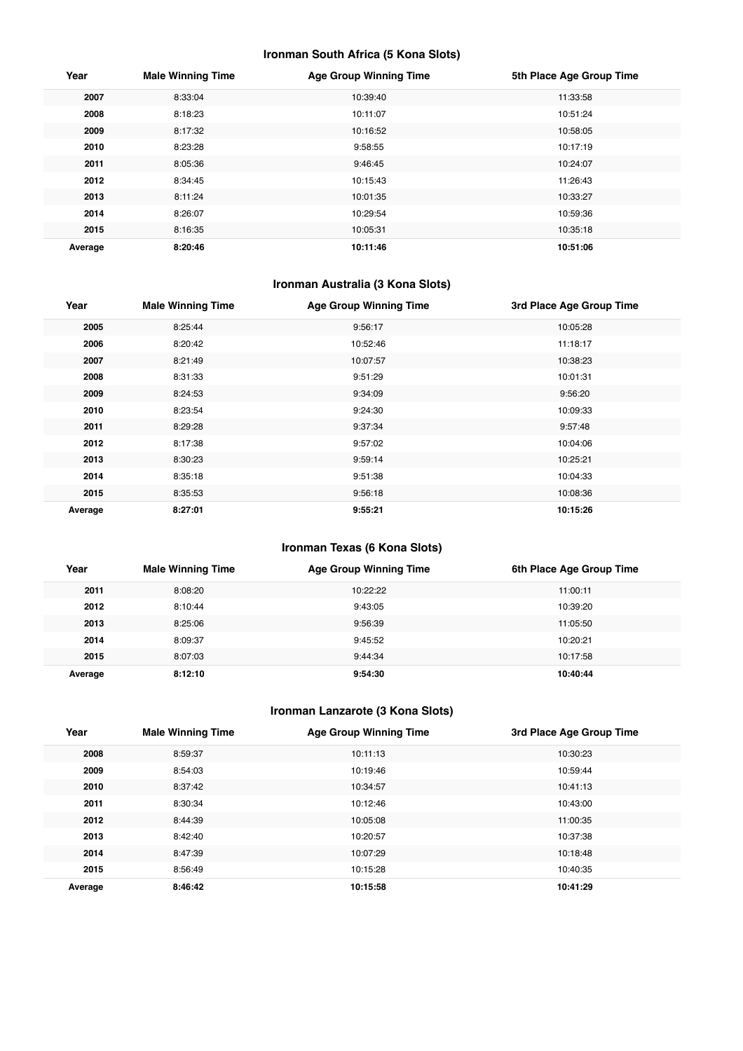### Ironman South Africa (5 Kona Slots)

| Year | Male Winning Time | Age Group Winning Time | 5th Place Age Group Time |
|---|---|---|---|
| **2007** | 8:33:04 | 10:39:40 | 11:33:58 |
| **2008** | 8:18:23 | 10:11:07 | 10:51:24 |
| **2009** | 8:17:32 | 10:16:52 | 10:58:05 |
| **2010** | 8:23:28 | 9:58:55 | 10:17:19 |
| **2011** | 8:05:36 | 9:46:45 | 10:24:07 |
| **2012** | 8:34:45 | 10:15:43 | 11:26:43 |
| **2013** | 8:11:24 | 10:01:35 | 10:33:27 |
| **2014** | 8:26:07 | 10:29:54 | 10:59:36 |
| **2015** | 8:16:35 | 10:05:31 | 10:35:18 |
| **Average** | **8:20:46** | **10:11:46** | **10:51:06** |

### Ironman Australia (3 Kona Slots)

| Year | Male Winning Time | Age Group Winning Time | 3rd Place Age Group Time |
|---|---|---|---|
| **2005** | 8:25:44 | 9:56:17 | 10:05:28 |
| **2006** | 8:20:42 | 10:52:46 | 11:18:17 |
| **2007** | 8:21:49 | 10:07:57 | 10:38:23 |
| **2008** | 8:31:33 | 9:51:29 | 10:01:31 |
| **2009** | 8:24:53 | 9:34:09 | 9:56:20 |
| **2010** | 8:23:54 | 9:24:30 | 10:09:33 |
| **2011** | 8:29:28 | 9:37:34 | 9:57:48 |
| **2012** | 8:17:38 | 9:57:02 | 10:04:06 |
| **2013** | 8:30:23 | 9:59:14 | 10:25:21 |
| **2014** | 8:35:18 | 9:51:38 | 10:04:33 |
| **2015** | 8:35:53 | 9:56:18 | 10:08:36 |
| **Average** | **8:27:01** | **9:55:21** | **10:15:26** |

### Ironman Texas (6 Kona Slots)

| Year | Male Winning Time | Age Group Winning Time | 6th Place Age Group Time |
|---|---|---|---|
| **2011** | 8:08:20 | 10:22:22 | 11:00:11 |
| **2012** | 8:10:44 | 9:43:05 | 10:39:20 |
| **2013** | 8:25:06 | 9:56:39 | 11:05:50 |
| **2014** | 8:09:37 | 9:45:52 | 10:20:21 |
| **2015** | 8:07:03 | 9:44:34 | 10:17:58 |
| **Average** | **8:12:10** | **9:54:30** | **10:40:44** |

### Ironman Lanzarote (3 Kona Slots)

| Year | Male Winning Time | Age Group Winning Time | 3rd Place Age Group Time |
|---|---|---|---|
| **2008** | 8:59:37 | 10:11:13 | 10:30:23 |
| **2009** | 8:54:03 | 10:19:46 | 10:59:44 |
| **2010** | 8:37:42 | 10:34:57 | 10:41:13 |
| **2011** | 8:30:34 | 10:12:46 | 10:43:00 |
| **2012** | 8:44:39 | 10:05:08 | 11:00:35 |
| **2013** | 8:42:40 | 10:20:57 | 10:37:38 |
| **2014** | 8:47:39 | 10:07:29 | 10:18:48 |
| **2015** | 8:56:49 | 10:15:28 | 10:40:35 |
| **Average** | **8:46:42** | **10:15:58** | **10:41:29** |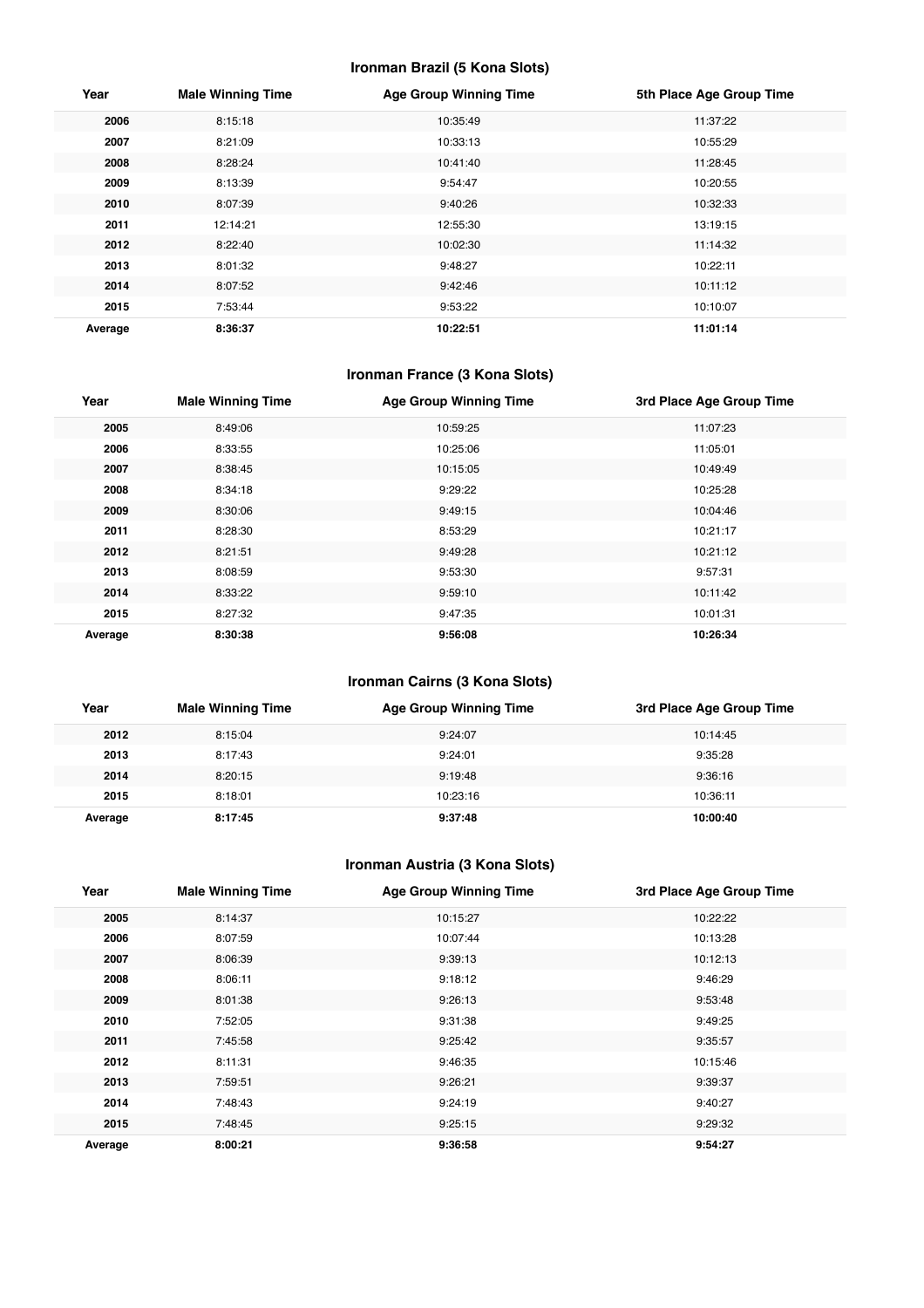### Ironman Brazil (5 Kona Slots)

| Year | Male Winning Time | Age Group Winning Time | 5th Place Age Group Time |
|---|---|---|---|
| **2006** | 8:15:18 | 10:35:49 | 11:37:22 |
| **2007** | 8:21:09 | 10:33:13 | 10:55:29 |
| **2008** | 8:28:24 | 10:41:40 | 11:28:45 |
| **2009** | 8:13:39 | 9:54:47 | 10:20:55 |
| **2010** | 8:07:39 | 9:40:26 | 10:32:33 |
| **2011** | 12:14:21 | 12:55:30 | 13:19:15 |
| **2012** | 8:22:40 | 10:02:30 | 11:14:32 |
| **2013** | 8:01:32 | 9:48:27 | 10:22:11 |
| **2014** | 8:07:52 | 9:42:46 | 10:11:12 |
| **2015** | 7:53:44 | 9:53:22 | 10:10:07 |
| **Average** | **8:36:37** | **10:22:51** | **11:01:14** |

### Ironman France (3 Kona Slots)

| Year | Male Winning Time | Age Group Winning Time | 3rd Place Age Group Time |
|---|---|---|---|
| **2005** | 8:49:06 | 10:59:25 | 11:07:23 |
| **2006** | 8:33:55 | 10:25:06 | 11:05:01 |
| **2007** | 8:38:45 | 10:15:05 | 10:49:49 |
| **2008** | 8:34:18 | 9:29:22 | 10:25:28 |
| **2009** | 8:30:06 | 9:49:15 | 10:04:46 |
| **2011** | 8:28:30 | 8:53:29 | 10:21:17 |
| **2012** | 8:21:51 | 9:49:28 | 10:21:12 |
| **2013** | 8:08:59 | 9:53:30 | 9:57:31 |
| **2014** | 8:33:22 | 9:59:10 | 10:11:42 |
| **2015** | 8:27:32 | 9:47:35 | 10:01:31 |
| **Average** | **8:30:38** | **9:56:08** | **10:26:34** |

### Ironman Cairns (3 Kona Slots)

| Year | Male Winning Time | Age Group Winning Time | 3rd Place Age Group Time |
|---|---|---|---|
| **2012** | 8:15:04 | 9:24:07 | 10:14:45 |
| **2013** | 8:17:43 | 9:24:01 | 9:35:28 |
| **2014** | 8:20:15 | 9:19:48 | 9:36:16 |
| **2015** | 8:18:01 | 10:23:16 | 10:36:11 |
| **Average** | **8:17:45** | **9:37:48** | **10:00:40** |

### Ironman Austria (3 Kona Slots)

| Year | Male Winning Time | Age Group Winning Time | 3rd Place Age Group Time |
|---|---|---|---|
| **2005** | 8:14:37 | 10:15:27 | 10:22:22 |
| **2006** | 8:07:59 | 10:07:44 | 10:13:28 |
| **2007** | 8:06:39 | 9:39:13 | 10:12:13 |
| **2008** | 8:06:11 | 9:18:12 | 9:46:29 |
| **2009** | 8:01:38 | 9:26:13 | 9:53:48 |
| **2010** | 7:52:05 | 9:31:38 | 9:49:25 |
| **2011** | 7:45:58 | 9:25:42 | 9:35:57 |
| **2012** | 8:11:31 | 9:46:35 | 10:15:46 |
| **2013** | 7:59:51 | 9:26:21 | 9:39:37 |
| **2014** | 7:48:43 | 9:24:19 | 9:40:27 |
| **2015** | 7:48:45 | 9:25:15 | 9:29:32 |
| **Average** | **8:00:21** | **9:36:58** | **9:54:27** |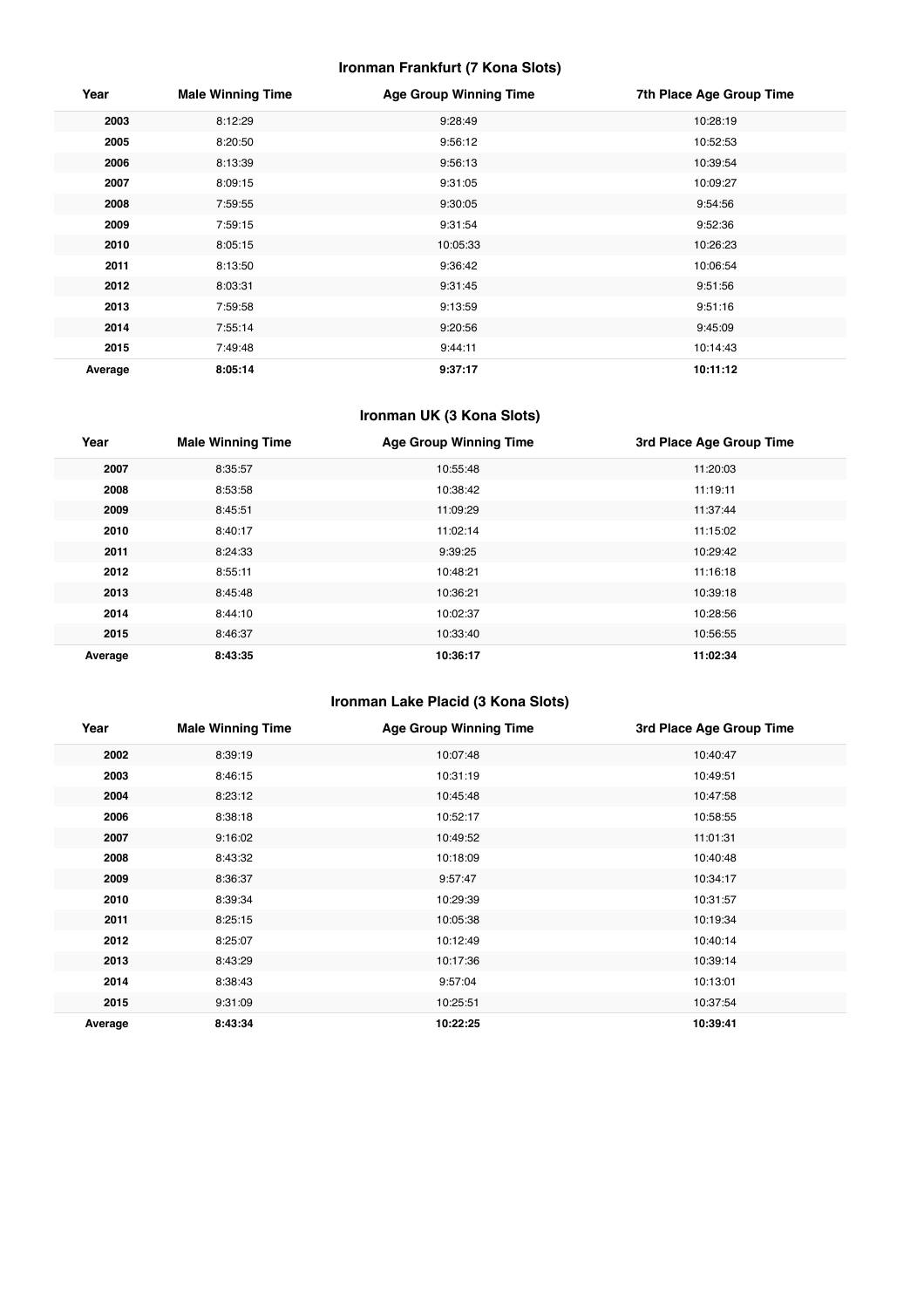### Ironman Frankfurt (7 Kona Slots)

| Year | Male Winning Time | Age Group Winning Time | 7th Place Age Group Time |
|---|---|---|---|
| **2003** | 8:12:29 | 9:28:49 | 10:28:19 |
| **2005** | 8:20:50 | 9:56:12 | 10:52:53 |
| **2006** | 8:13:39 | 9:56:13 | 10:39:54 |
| **2007** | 8:09:15 | 9:31:05 | 10:09:27 |
| **2008** | 7:59:55 | 9:30:05 | 9:54:56 |
| **2009** | 7:59:15 | 9:31:54 | 9:52:36 |
| **2010** | 8:05:15 | 10:05:33 | 10:26:23 |
| **2011** | 8:13:50 | 9:36:42 | 10:06:54 |
| **2012** | 8:03:31 | 9:31:45 | 9:51:56 |
| **2013** | 7:59:58 | 9:13:59 | 9:51:16 |
| **2014** | 7:55:14 | 9:20:56 | 9:45:09 |
| **2015** | 7:49:48 | 9:44:11 | 10:14:43 |
| **Average** | **8:05:14** | **9:37:17** | **10:11:12** |

### Ironman UK (3 Kona Slots)

| Year | Male Winning Time | Age Group Winning Time | 3rd Place Age Group Time |
|---|---|---|---|
| **2007** | 8:35:57 | 10:55:48 | 11:20:03 |
| **2008** | 8:53:58 | 10:38:42 | 11:19:11 |
| **2009** | 8:45:51 | 11:09:29 | 11:37:44 |
| **2010** | 8:40:17 | 11:02:14 | 11:15:02 |
| **2011** | 8:24:33 | 9:39:25 | 10:29:42 |
| **2012** | 8:55:11 | 10:48:21 | 11:16:18 |
| **2013** | 8:45:48 | 10:36:21 | 10:39:18 |
| **2014** | 8:44:10 | 10:02:37 | 10:28:56 |
| **2015** | 8:46:37 | 10:33:40 | 10:56:55 |
| **Average** | **8:43:35** | **10:36:17** | **11:02:34** |

### Ironman Lake Placid (3 Kona Slots)

| Year | Male Winning Time | Age Group Winning Time | 3rd Place Age Group Time |
|---|---|---|---|
| **2002** | 8:39:19 | 10:07:48 | 10:40:47 |
| **2003** | 8:46:15 | 10:31:19 | 10:49:51 |
| **2004** | 8:23:12 | 10:45:48 | 10:47:58 |
| **2006** | 8:38:18 | 10:52:17 | 10:58:55 |
| **2007** | 9:16:02 | 10:49:52 | 11:01:31 |
| **2008** | 8:43:32 | 10:18:09 | 10:40:48 |
| **2009** | 8:36:37 | 9:57:47 | 10:34:17 |
| **2010** | 8:39:34 | 10:29:39 | 10:31:57 |
| **2011** | 8:25:15 | 10:05:38 | 10:19:34 |
| **2012** | 8:25:07 | 10:12:49 | 10:40:14 |
| **2013** | 8:43:29 | 10:17:36 | 10:39:14 |
| **2014** | 8:38:43 | 9:57:04 | 10:13:01 |
| **2015** | 9:31:09 | 10:25:51 | 10:37:54 |
| **Average** | **8:43:34** | **10:22:25** | **10:39:41** |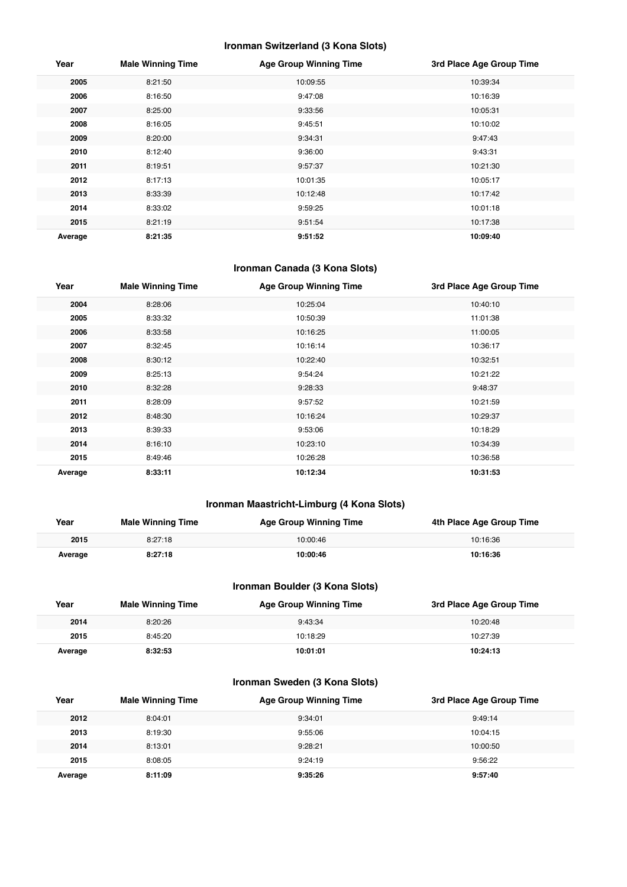### Ironman Switzerland (3 Kona Slots)

| Year | Male Winning Time | Age Group Winning Time | 3rd Place Age Group Time |
|---|---|---|---|
| **2005** | 8:21:50 | 10:09:55 | 10:39:34 |
| **2006** | 8:16:50 | 9:47:08 | 10:16:39 |
| **2007** | 8:25:00 | 9:33:56 | 10:05:31 |
| **2008** | 8:16:05 | 9:45:51 | 10:10:02 |
| **2009** | 8:20:00 | 9:34:31 | 9:47:43 |
| **2010** | 8:12:40 | 9:36:00 | 9:43:31 |
| **2011** | 8:19:51 | 9:57:37 | 10:21:30 |
| **2012** | 8:17:13 | 10:01:35 | 10:05:17 |
| **2013** | 8:33:39 | 10:12:48 | 10:17:42 |
| **2014** | 8:33:02 | 9:59:25 | 10:01:18 |
| **2015** | 8:21:19 | 9:51:54 | 10:17:38 |
| **Average** | **8:21:35** | **9:51:52** | **10:09:40** |

### Ironman Canada (3 Kona Slots)

| Year | Male Winning Time | Age Group Winning Time | 3rd Place Age Group Time |
|---|---|---|---|
| **2004** | 8:28:06 | 10:25:04 | 10:40:10 |
| **2005** | 8:33:32 | 10:50:39 | 11:01:38 |
| **2006** | 8:33:58 | 10:16:25 | 11:00:05 |
| **2007** | 8:32:45 | 10:16:14 | 10:36:17 |
| **2008** | 8:30:12 | 10:22:40 | 10:32:51 |
| **2009** | 8:25:13 | 9:54:24 | 10:21:22 |
| **2010** | 8:32:28 | 9:28:33 | 9:48:37 |
| **2011** | 8:28:09 | 9:57:52 | 10:21:59 |
| **2012** | 8:48:30 | 10:16:24 | 10:29:37 |
| **2013** | 8:39:33 | 9:53:06 | 10:18:29 |
| **2014** | 8:16:10 | 10:23:10 | 10:34:39 |
| **2015** | 8:49:46 | 10:26:28 | 10:36:58 |
| **Average** | **8:33:11** | **10:12:34** | **10:31:53** |

### Ironman Maastricht-Limburg (4 Kona Slots)

| Year | Male Winning Time | Age Group Winning Time | 4th Place Age Group Time |
|---|---|---|---|
| **2015** | 8:27:18 | 10:00:46 | 10:16:36 |
| **Average** | **8:27:18** | **10:00:46** | **10:16:36** |

### Ironman Boulder (3 Kona Slots)

| Year | Male Winning Time | Age Group Winning Time | 3rd Place Age Group Time |
|---|---|---|---|
| **2014** | 8:20:26 | 9:43:34 | 10:20:48 |
| **2015** | 8:45:20 | 10:18:29 | 10:27:39 |
| **Average** | **8:32:53** | **10:01:01** | **10:24:13** |

### Ironman Sweden (3 Kona Slots)

| Year | Male Winning Time | Age Group Winning Time | 3rd Place Age Group Time |
|---|---|---|---|
| **2012** | 8:04:01 | 9:34:01 | 9:49:14 |
| **2013** | 8:19:30 | 9:55:06 | 10:04:15 |
| **2014** | 8:13:01 | 9:28:21 | 10:00:50 |
| **2015** | 8:08:05 | 9:24:19 | 9:56:22 |
| **Average** | **8:11:09** | **9:35:26** | **9:57:40** |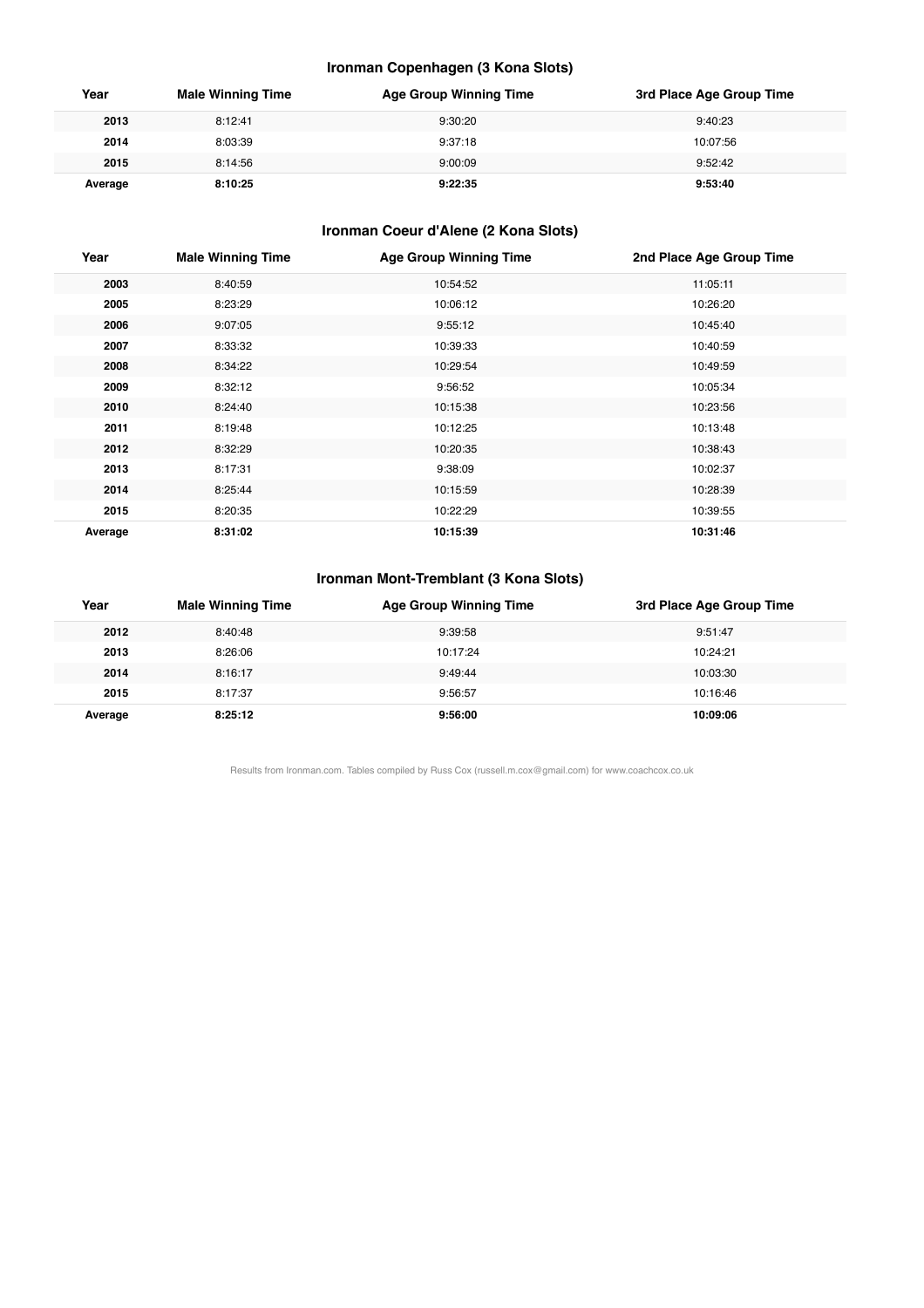### Ironman Copenhagen (3 Kona Slots)

| Year | Male Winning Time | Age Group Winning Time | 3rd Place Age Group Time |
|---|---|---|---|
| **2013** | 8:12:41 | 9:30:20 | 9:40:23 |
| **2014** | 8:03:39 | 9:37:18 | 10:07:56 |
| **2015** | 8:14:56 | 9:00:09 | 9:52:42 |
| **Average** | **8:10:25** | **9:22:35** | **9:53:40** |

### Ironman Coeur d'Alene (2 Kona Slots)

| Year | Male Winning Time | Age Group Winning Time | 2nd Place Age Group Time |
|---|---|---|---|
| **2003** | 8:40:59 | 10:54:52 | 11:05:11 |
| **2005** | 8:23:29 | 10:06:12 | 10:26:20 |
| **2006** | 9:07:05 | 9:55:12 | 10:45:40 |
| **2007** | 8:33:32 | 10:39:33 | 10:40:59 |
| **2008** | 8:34:22 | 10:29:54 | 10:49:59 |
| **2009** | 8:32:12 | 9:56:52 | 10:05:34 |
| **2010** | 8:24:40 | 10:15:38 | 10:23:56 |
| **2011** | 8:19:48 | 10:12:25 | 10:13:48 |
| **2012** | 8:32:29 | 10:20:35 | 10:38:43 |
| **2013** | 8:17:31 | 9:38:09 | 10:02:37 |
| **2014** | 8:25:44 | 10:15:59 | 10:28:39 |
| **2015** | 8:20:35 | 10:22:29 | 10:39:55 |
| **Average** | **8:31:02** | **10:15:39** | **10:31:46** |

### Ironman Mont-Tremblant (3 Kona Slots)

| Year | Male Winning Time | Age Group Winning Time | 3rd Place Age Group Time |
|---|---|---|---|
| **2012** | 8:40:48 | 9:39:58 | 9:51:47 |
| **2013** | 8:26:06 | 10:17:24 | 10:24:21 |
| **2014** | 8:16:17 | 9:49:44 | 10:03:30 |
| **2015** | 8:17:37 | 9:56:57 | 10:16:46 |
| **Average** | **8:25:12** | **9:56:00** | **10:09:06** |

Results from Ironman.com. Tables compiled by Russ Cox (russell.m.cox@gmail.com) for www.coachcox.co.uk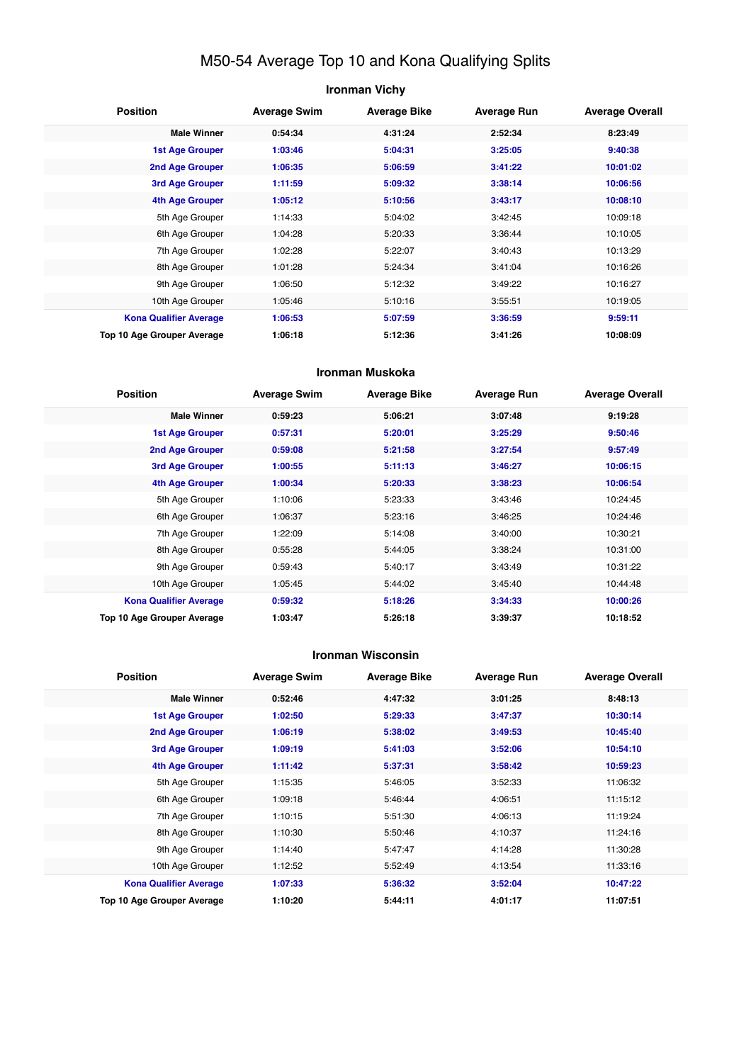# M50-54 Average Top 10 and Kona Qualifying Splits

## Ironman Vichy

| Position | Average Swim | Average Bike | Average Run | Average Overall |
|---|---|---|---|---|
| **Male Winner** | **0:54:34** | **4:31:24** | **2:52:34** | **8:23:49** |
| **1st Age Grouper** | **1:03:46** | **5:04:31** | **3:25:05** | **9:40:38** |
| **2nd Age Grouper** | **1:06:35** | **5:06:59** | **3:41:22** | **10:01:02** |
| **3rd Age Grouper** | **1:11:59** | **5:09:32** | **3:38:14** | **10:06:56** |
| **4th Age Grouper** | **1:05:12** | **5:10:56** | **3:43:17** | **10:08:10** |
| 5th Age Grouper | 1:14:33 | 5:04:02 | 3:42:45 | 10:09:18 |
| 6th Age Grouper | 1:04:28 | 5:20:33 | 3:36:44 | 10:10:05 |
| 7th Age Grouper | 1:02:28 | 5:22:07 | 3:40:43 | 10:13:29 |
| 8th Age Grouper | 1:01:28 | 5:24:34 | 3:41:04 | 10:16:26 |
| 9th Age Grouper | 1:06:50 | 5:12:32 | 3:49:22 | 10:16:27 |
| 10th Age Grouper | 1:05:46 | 5:10:16 | 3:55:51 | 10:19:05 |
| **Kona Qualifier Average** | **1:06:53** | **5:07:59** | **3:36:59** | **9:59:11** |
| **Top 10 Age Grouper Average** | **1:06:18** | **5:12:36** | **3:41:26** | **10:08:09** |

## Ironman Muskoka

| Position | Average Swim | Average Bike | Average Run | Average Overall |
|---|---|---|---|---|
| **Male Winner** | **0:59:23** | **5:06:21** | **3:07:48** | **9:19:28** |
| **1st Age Grouper** | **0:57:31** | **5:20:01** | **3:25:29** | **9:50:46** |
| **2nd Age Grouper** | **0:59:08** | **5:21:58** | **3:27:54** | **9:57:49** |
| **3rd Age Grouper** | **1:00:55** | **5:11:13** | **3:46:27** | **10:06:15** |
| **4th Age Grouper** | **1:00:34** | **5:20:33** | **3:38:23** | **10:06:54** |
| 5th Age Grouper | 1:10:06 | 5:23:33 | 3:43:46 | 10:24:45 |
| 6th Age Grouper | 1:06:37 | 5:23:16 | 3:46:25 | 10:24:46 |
| 7th Age Grouper | 1:22:09 | 5:14:08 | 3:40:00 | 10:30:21 |
| 8th Age Grouper | 0:55:28 | 5:44:05 | 3:38:24 | 10:31:00 |
| 9th Age Grouper | 0:59:43 | 5:40:17 | 3:43:49 | 10:31:22 |
| 10th Age Grouper | 1:05:45 | 5:44:02 | 3:45:40 | 10:44:48 |
| **Kona Qualifier Average** | **0:59:32** | **5:18:26** | **3:34:33** | **10:00:26** |
| **Top 10 Age Grouper Average** | **1:03:47** | **5:26:18** | **3:39:37** | **10:18:52** |

## Ironman Wisconsin

| Position | Average Swim | Average Bike | Average Run | Average Overall |
|---|---|---|---|---|
| **Male Winner** | **0:52:46** | **4:47:32** | **3:01:25** | **8:48:13** |
| **1st Age Grouper** | **1:02:50** | **5:29:33** | **3:47:37** | **10:30:14** |
| **2nd Age Grouper** | **1:06:19** | **5:38:02** | **3:49:53** | **10:45:40** |
| **3rd Age Grouper** | **1:09:19** | **5:41:03** | **3:52:06** | **10:54:10** |
| **4th Age Grouper** | **1:11:42** | **5:37:31** | **3:58:42** | **10:59:23** |
| 5th Age Grouper | 1:15:35 | 5:46:05 | 3:52:33 | 11:06:32 |
| 6th Age Grouper | 1:09:18 | 5:46:44 | 4:06:51 | 11:15:12 |
| 7th Age Grouper | 1:10:15 | 5:51:30 | 4:06:13 | 11:19:24 |
| 8th Age Grouper | 1:10:30 | 5:50:46 | 4:10:37 | 11:24:16 |
| 9th Age Grouper | 1:14:40 | 5:47:47 | 4:14:28 | 11:30:28 |
| 10th Age Grouper | 1:12:52 | 5:52:49 | 4:13:54 | 11:33:16 |
| **Kona Qualifier Average** | **1:07:33** | **5:36:32** | **3:52:04** | **10:47:22** |
| **Top 10 Age Grouper Average** | **1:10:20** | **5:44:11** | **4:01:17** | **11:07:51** |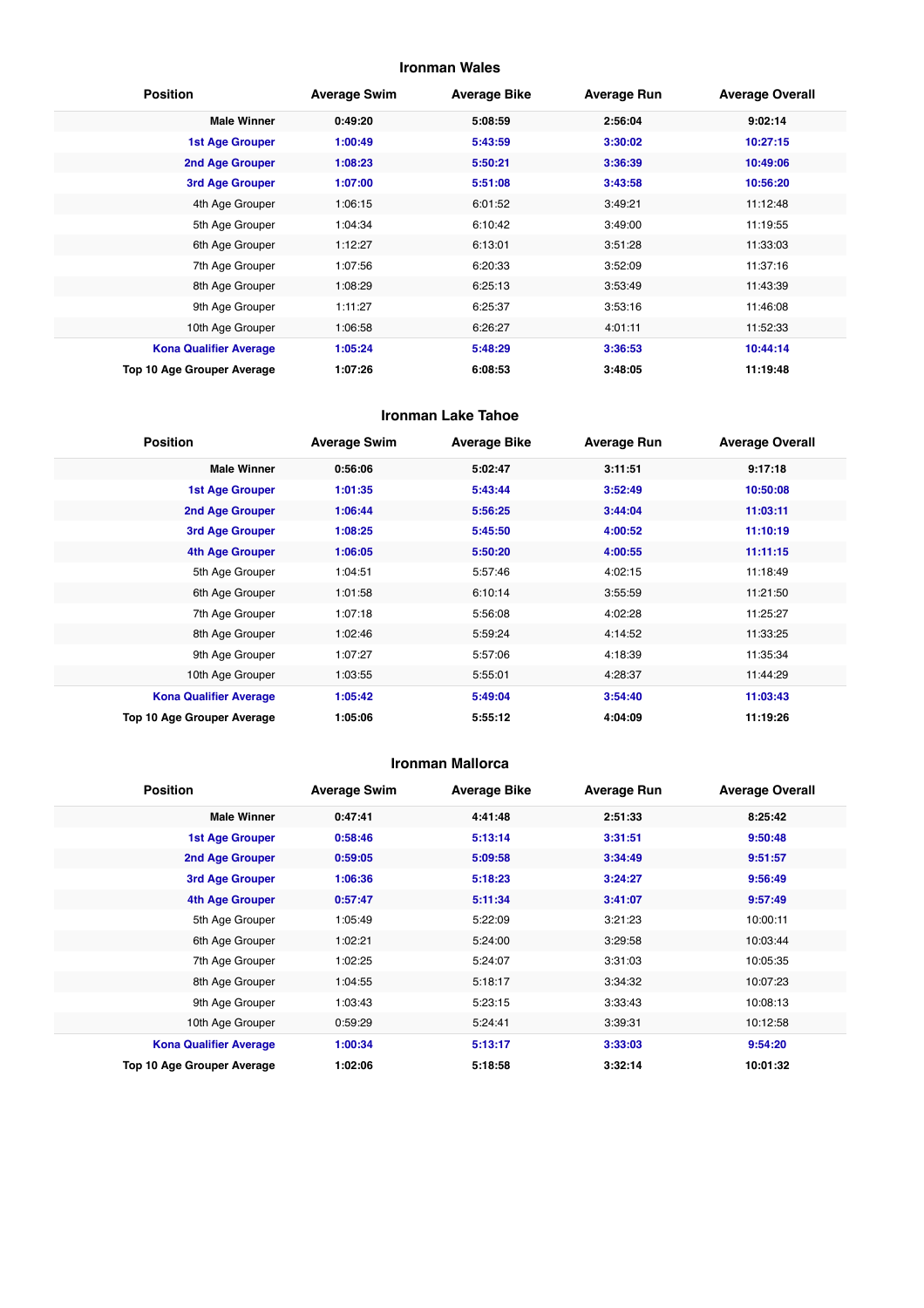## Ironman Wales

| Position | Average Swim | Average Bike | Average Run | Average Overall |
|---|---|---|---|---|
| **Male Winner** | **0:49:20** | **5:08:59** | **2:56:04** | **9:02:14** |
| **1st Age Grouper** | **1:00:49** | **5:43:59** | **3:30:02** | **10:27:15** |
| **2nd Age Grouper** | **1:08:23** | **5:50:21** | **3:36:39** | **10:49:06** |
| **3rd Age Grouper** | **1:07:00** | **5:51:08** | **3:43:58** | **10:56:20** |
| 4th Age Grouper | 1:06:15 | 6:01:52 | 3:49:21 | 11:12:48 |
| 5th Age Grouper | 1:04:34 | 6:10:42 | 3:49:00 | 11:19:55 |
| 6th Age Grouper | 1:12:27 | 6:13:01 | 3:51:28 | 11:33:03 |
| 7th Age Grouper | 1:07:56 | 6:20:33 | 3:52:09 | 11:37:16 |
| 8th Age Grouper | 1:08:29 | 6:25:13 | 3:53:49 | 11:43:39 |
| 9th Age Grouper | 1:11:27 | 6:25:37 | 3:53:16 | 11:46:08 |
| 10th Age Grouper | 1:06:58 | 6:26:27 | 4:01:11 | 11:52:33 |
| **Kona Qualifier Average** | **1:05:24** | **5:48:29** | **3:36:53** | **10:44:14** |
| **Top 10 Age Grouper Average** | **1:07:26** | **6:08:53** | **3:48:05** | **11:19:48** |

## Ironman Lake Tahoe

| Position | Average Swim | Average Bike | Average Run | Average Overall |
|---|---|---|---|---|
| **Male Winner** | **0:56:06** | **5:02:47** | **3:11:51** | **9:17:18** |
| **1st Age Grouper** | **1:01:35** | **5:43:44** | **3:52:49** | **10:50:08** |
| **2nd Age Grouper** | **1:06:44** | **5:56:25** | **3:44:04** | **11:03:11** |
| **3rd Age Grouper** | **1:08:25** | **5:45:50** | **4:00:52** | **11:10:19** |
| **4th Age Grouper** | **1:06:05** | **5:50:20** | **4:00:55** | **11:11:15** |
| 5th Age Grouper | 1:04:51 | 5:57:46 | 4:02:15 | 11:18:49 |
| 6th Age Grouper | 1:01:58 | 6:10:14 | 3:55:59 | 11:21:50 |
| 7th Age Grouper | 1:07:18 | 5:56:08 | 4:02:28 | 11:25:27 |
| 8th Age Grouper | 1:02:46 | 5:59:24 | 4:14:52 | 11:33:25 |
| 9th Age Grouper | 1:07:27 | 5:57:06 | 4:18:39 | 11:35:34 |
| 10th Age Grouper | 1:03:55 | 5:55:01 | 4:28:37 | 11:44:29 |
| **Kona Qualifier Average** | **1:05:42** | **5:49:04** | **3:54:40** | **11:03:43** |
| **Top 10 Age Grouper Average** | **1:05:06** | **5:55:12** | **4:04:09** | **11:19:26** |

## Ironman Mallorca

| Position | Average Swim | Average Bike | Average Run | Average Overall |
|---|---|---|---|---|
| **Male Winner** | **0:47:41** | **4:41:48** | **2:51:33** | **8:25:42** |
| **1st Age Grouper** | **0:58:46** | **5:13:14** | **3:31:51** | **9:50:48** |
| **2nd Age Grouper** | **0:59:05** | **5:09:58** | **3:34:49** | **9:51:57** |
| **3rd Age Grouper** | **1:06:36** | **5:18:23** | **3:24:27** | **9:56:49** |
| **4th Age Grouper** | **0:57:47** | **5:11:34** | **3:41:07** | **9:57:49** |
| 5th Age Grouper | 1:05:49 | 5:22:09 | 3:21:23 | 10:00:11 |
| 6th Age Grouper | 1:02:21 | 5:24:00 | 3:29:58 | 10:03:44 |
| 7th Age Grouper | 1:02:25 | 5:24:07 | 3:31:03 | 10:05:35 |
| 8th Age Grouper | 1:04:55 | 5:18:17 | 3:34:32 | 10:07:23 |
| 9th Age Grouper | 1:03:43 | 5:23:15 | 3:33:43 | 10:08:13 |
| 10th Age Grouper | 0:59:29 | 5:24:41 | 3:39:31 | 10:12:58 |
| **Kona Qualifier Average** | **1:00:34** | **5:13:17** | **3:33:03** | **9:54:20** |
| **Top 10 Age Grouper Average** | **1:02:06** | **5:18:58** | **3:32:14** | **10:01:32** |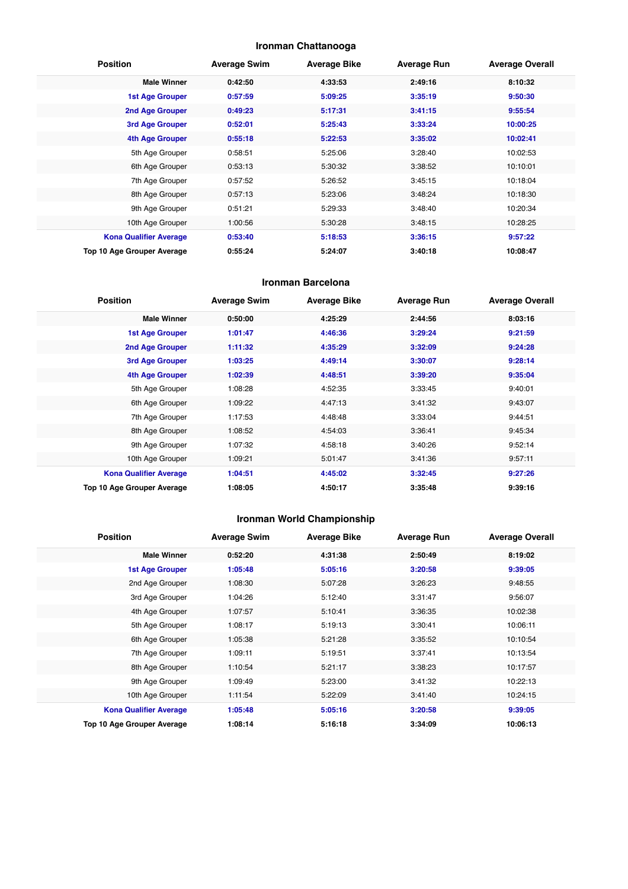## Ironman Chattanooga

| Position | Average Swim | Average Bike | Average Run | Average Overall |
|---|---|---|---|---|
| **Male Winner** | **0:42:50** | **4:33:53** | **2:49:16** | **8:10:32** |
| **1st Age Grouper** | **0:57:59** | **5:09:25** | **3:35:19** | **9:50:30** |
| **2nd Age Grouper** | **0:49:23** | **5:17:31** | **3:41:15** | **9:55:54** |
| **3rd Age Grouper** | **0:52:01** | **5:25:43** | **3:33:24** | **10:00:25** |
| **4th Age Grouper** | **0:55:18** | **5:22:53** | **3:35:02** | **10:02:41** |
| 5th Age Grouper | 0:58:51 | 5:25:06 | 3:28:40 | 10:02:53 |
| 6th Age Grouper | 0:53:13 | 5:30:32 | 3:38:52 | 10:10:01 |
| 7th Age Grouper | 0:57:52 | 5:26:52 | 3:45:15 | 10:18:04 |
| 8th Age Grouper | 0:57:13 | 5:23:06 | 3:48:24 | 10:18:30 |
| 9th Age Grouper | 0:51:21 | 5:29:33 | 3:48:40 | 10:20:34 |
| 10th Age Grouper | 1:00:56 | 5:30:28 | 3:48:15 | 10:28:25 |
| **Kona Qualifier Average** | **0:53:40** | **5:18:53** | **3:36:15** | **9:57:22** |
| **Top 10 Age Grouper Average** | **0:55:24** | **5:24:07** | **3:40:18** | **10:08:47** |

## Ironman Barcelona

| Position | Average Swim | Average Bike | Average Run | Average Overall |
|---|---|---|---|---|
| **Male Winner** | **0:50:00** | **4:25:29** | **2:44:56** | **8:03:16** |
| **1st Age Grouper** | **1:01:47** | **4:46:36** | **3:29:24** | **9:21:59** |
| **2nd Age Grouper** | **1:11:32** | **4:35:29** | **3:32:09** | **9:24:28** |
| **3rd Age Grouper** | **1:03:25** | **4:49:14** | **3:30:07** | **9:28:14** |
| **4th Age Grouper** | **1:02:39** | **4:48:51** | **3:39:20** | **9:35:04** |
| 5th Age Grouper | 1:08:28 | 4:52:35 | 3:33:45 | 9:40:01 |
| 6th Age Grouper | 1:09:22 | 4:47:13 | 3:41:32 | 9:43:07 |
| 7th Age Grouper | 1:17:53 | 4:48:48 | 3:33:04 | 9:44:51 |
| 8th Age Grouper | 1:08:52 | 4:54:03 | 3:36:41 | 9:45:34 |
| 9th Age Grouper | 1:07:32 | 4:58:18 | 3:40:26 | 9:52:14 |
| 10th Age Grouper | 1:09:21 | 5:01:47 | 3:41:36 | 9:57:11 |
| **Kona Qualifier Average** | **1:04:51** | **4:45:02** | **3:32:45** | **9:27:26** |
| **Top 10 Age Grouper Average** | **1:08:05** | **4:50:17** | **3:35:48** | **9:39:16** |

## Ironman World Championship

| Position | Average Swim | Average Bike | Average Run | Average Overall |
|---|---|---|---|---|
| **Male Winner** | **0:52:20** | **4:31:38** | **2:50:49** | **8:19:02** |
| **1st Age Grouper** | **1:05:48** | **5:05:16** | **3:20:58** | **9:39:05** |
| 2nd Age Grouper | 1:08:30 | 5:07:28 | 3:26:23 | 9:48:55 |
| 3rd Age Grouper | 1:04:26 | 5:12:40 | 3:31:47 | 9:56:07 |
| 4th Age Grouper | 1:07:57 | 5:10:41 | 3:36:35 | 10:02:38 |
| 5th Age Grouper | 1:08:17 | 5:19:13 | 3:30:41 | 10:06:11 |
| 6th Age Grouper | 1:05:38 | 5:21:28 | 3:35:52 | 10:10:54 |
| 7th Age Grouper | 1:09:11 | 5:19:51 | 3:37:41 | 10:13:54 |
| 8th Age Grouper | 1:10:54 | 5:21:17 | 3:38:23 | 10:17:57 |
| 9th Age Grouper | 1:09:49 | 5:23:00 | 3:41:32 | 10:22:13 |
| 10th Age Grouper | 1:11:54 | 5:22:09 | 3:41:40 | 10:24:15 |
| **Kona Qualifier Average** | **1:05:48** | **5:05:16** | **3:20:58** | **9:39:05** |
| **Top 10 Age Grouper Average** | **1:08:14** | **5:16:18** | **3:34:09** | **10:06:13** |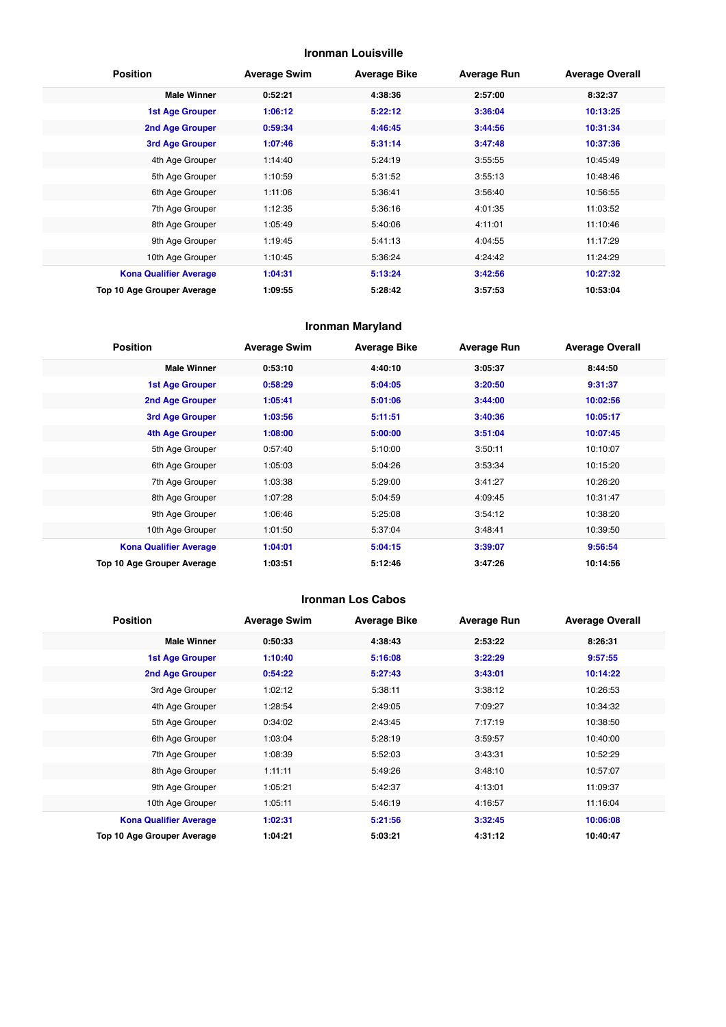## Ironman Louisville

| Position | Average Swim | Average Bike | Average Run | Average Overall |
|---|---|---|---|---|
| **Male Winner** | **0:52:21** | **4:38:36** | **2:57:00** | **8:32:37** |
| **1st Age Grouper** | **1:06:12** | **5:22:12** | **3:36:04** | **10:13:25** |
| **2nd Age Grouper** | **0:59:34** | **4:46:45** | **3:44:56** | **10:31:34** |
| **3rd Age Grouper** | **1:07:46** | **5:31:14** | **3:47:48** | **10:37:36** |
| 4th Age Grouper | 1:14:40 | 5:24:19 | 3:55:55 | 10:45:49 |
| 5th Age Grouper | 1:10:59 | 5:31:52 | 3:55:13 | 10:48:46 |
| 6th Age Grouper | 1:11:06 | 5:36:41 | 3:56:40 | 10:56:55 |
| 7th Age Grouper | 1:12:35 | 5:36:16 | 4:01:35 | 11:03:52 |
| 8th Age Grouper | 1:05:49 | 5:40:06 | 4:11:01 | 11:10:46 |
| 9th Age Grouper | 1:19:45 | 5:41:13 | 4:04:55 | 11:17:29 |
| 10th Age Grouper | 1:10:45 | 5:36:24 | 4:24:42 | 11:24:29 |
| **Kona Qualifier Average** | **1:04:31** | **5:13:24** | **3:42:56** | **10:27:32** |
| **Top 10 Age Grouper Average** | **1:09:55** | **5:28:42** | **3:57:53** | **10:53:04** |

## Ironman Maryland

| Position | Average Swim | Average Bike | Average Run | Average Overall |
|---|---|---|---|---|
| **Male Winner** | **0:53:10** | **4:40:10** | **3:05:37** | **8:44:50** |
| **1st Age Grouper** | **0:58:29** | **5:04:05** | **3:20:50** | **9:31:37** |
| **2nd Age Grouper** | **1:05:41** | **5:01:06** | **3:44:00** | **10:02:56** |
| **3rd Age Grouper** | **1:03:56** | **5:11:51** | **3:40:36** | **10:05:17** |
| **4th Age Grouper** | **1:08:00** | **5:00:00** | **3:51:04** | **10:07:45** |
| 5th Age Grouper | 0:57:40 | 5:10:00 | 3:50:11 | 10:10:07 |
| 6th Age Grouper | 1:05:03 | 5:04:26 | 3:53:34 | 10:15:20 |
| 7th Age Grouper | 1:03:38 | 5:29:00 | 3:41:27 | 10:26:20 |
| 8th Age Grouper | 1:07:28 | 5:04:59 | 4:09:45 | 10:31:47 |
| 9th Age Grouper | 1:06:46 | 5:25:08 | 3:54:12 | 10:38:20 |
| 10th Age Grouper | 1:01:50 | 5:37:04 | 3:48:41 | 10:39:50 |
| **Kona Qualifier Average** | **1:04:01** | **5:04:15** | **3:39:07** | **9:56:54** |
| **Top 10 Age Grouper Average** | **1:03:51** | **5:12:46** | **3:47:26** | **10:14:56** |

## Ironman Los Cabos

| Position | Average Swim | Average Bike | Average Run | Average Overall |
|---|---|---|---|---|
| **Male Winner** | **0:50:33** | **4:38:43** | **2:53:22** | **8:26:31** |
| **1st Age Grouper** | **1:10:40** | **5:16:08** | **3:22:29** | **9:57:55** |
| **2nd Age Grouper** | **0:54:22** | **5:27:43** | **3:43:01** | **10:14:22** |
| 3rd Age Grouper | 1:02:12 | 5:38:11 | 3:38:12 | 10:26:53 |
| 4th Age Grouper | 1:28:54 | 2:49:05 | 7:09:27 | 10:34:32 |
| 5th Age Grouper | 0:34:02 | 2:43:45 | 7:17:19 | 10:38:50 |
| 6th Age Grouper | 1:03:04 | 5:28:19 | 3:59:57 | 10:40:00 |
| 7th Age Grouper | 1:08:39 | 5:52:03 | 3:43:31 | 10:52:29 |
| 8th Age Grouper | 1:11:11 | 5:49:26 | 3:48:10 | 10:57:07 |
| 9th Age Grouper | 1:05:21 | 5:42:37 | 4:13:01 | 11:09:37 |
| 10th Age Grouper | 1:05:11 | 5:46:19 | 4:16:57 | 11:16:04 |
| **Kona Qualifier Average** | **1:02:31** | **5:21:56** | **3:32:45** | **10:06:08** |
| **Top 10 Age Grouper Average** | **1:04:21** | **5:03:21** | **4:31:12** | **10:40:47** |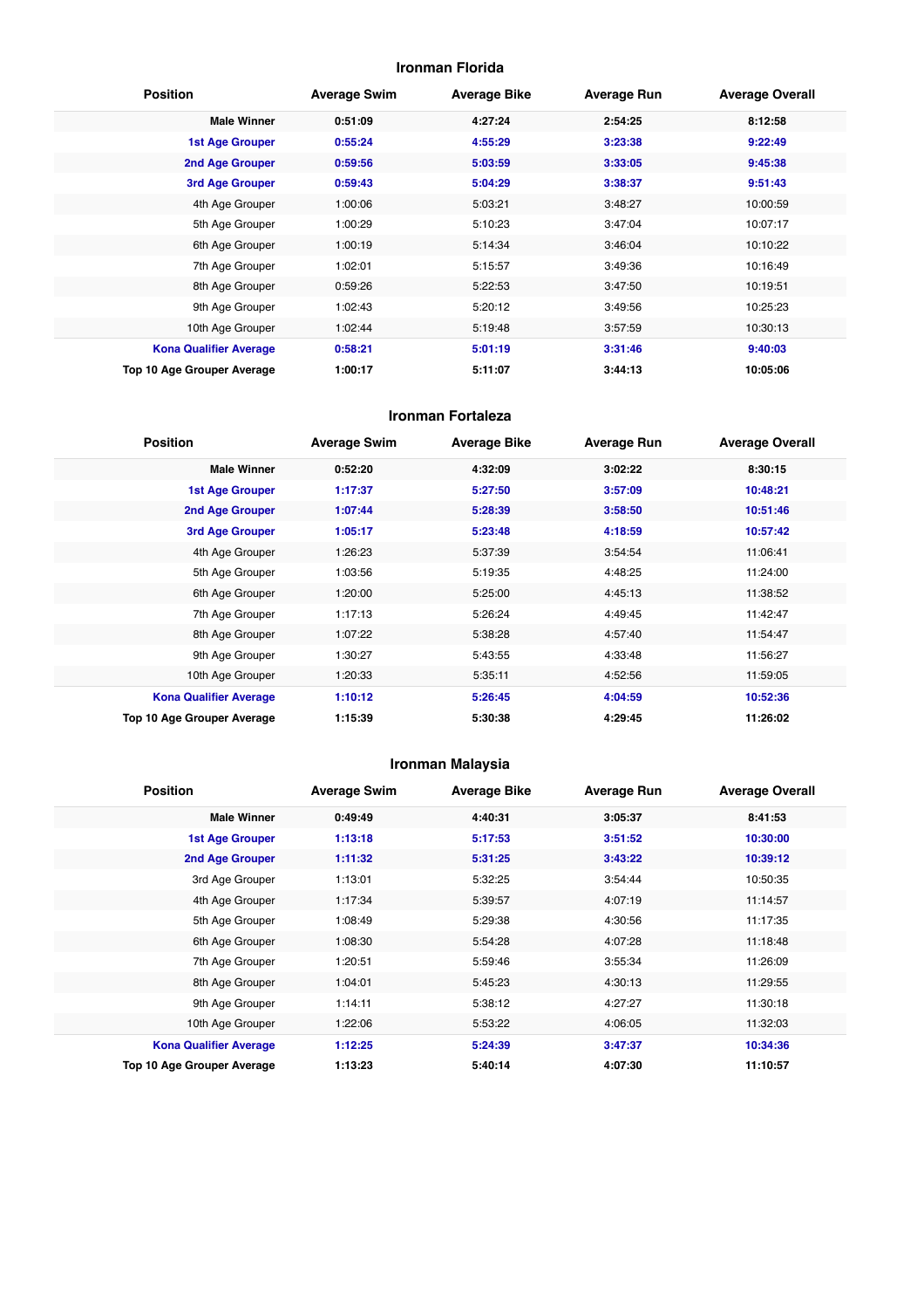### Ironman Florida

| Position | Average Swim | Average Bike | Average Run | Average Overall |
|---|---|---|---|---|
| **Male Winner** | **0:51:09** | **4:27:24** | **2:54:25** | **8:12:58** |
| **1st Age Grouper** | **0:55:24** | **4:55:29** | **3:23:38** | **9:22:49** |
| **2nd Age Grouper** | **0:59:56** | **5:03:59** | **3:33:05** | **9:45:38** |
| **3rd Age Grouper** | **0:59:43** | **5:04:29** | **3:38:37** | **9:51:43** |
| 4th Age Grouper | 1:00:06 | 5:03:21 | 3:48:27 | 10:00:59 |
| 5th Age Grouper | 1:00:29 | 5:10:23 | 3:47:04 | 10:07:17 |
| 6th Age Grouper | 1:00:19 | 5:14:34 | 3:46:04 | 10:10:22 |
| 7th Age Grouper | 1:02:01 | 5:15:57 | 3:49:36 | 10:16:49 |
| 8th Age Grouper | 0:59:26 | 5:22:53 | 3:47:50 | 10:19:51 |
| 9th Age Grouper | 1:02:43 | 5:20:12 | 3:49:56 | 10:25:23 |
| 10th Age Grouper | 1:02:44 | 5:19:48 | 3:57:59 | 10:30:13 |
| **Kona Qualifier Average** | **0:58:21** | **5:01:19** | **3:31:46** | **9:40:03** |
| **Top 10 Age Grouper Average** | **1:00:17** | **5:11:07** | **3:44:13** | **10:05:06** |

### Ironman Fortaleza

| Position | Average Swim | Average Bike | Average Run | Average Overall |
|---|---|---|---|---|
| **Male Winner** | **0:52:20** | **4:32:09** | **3:02:22** | **8:30:15** |
| **1st Age Grouper** | **1:17:37** | **5:27:50** | **3:57:09** | **10:48:21** |
| **2nd Age Grouper** | **1:07:44** | **5:28:39** | **3:58:50** | **10:51:46** |
| **3rd Age Grouper** | **1:05:17** | **5:23:48** | **4:18:59** | **10:57:42** |
| 4th Age Grouper | 1:26:23 | 5:37:39 | 3:54:54 | 11:06:41 |
| 5th Age Grouper | 1:03:56 | 5:19:35 | 4:48:25 | 11:24:00 |
| 6th Age Grouper | 1:20:00 | 5:25:00 | 4:45:13 | 11:38:52 |
| 7th Age Grouper | 1:17:13 | 5:26:24 | 4:49:45 | 11:42:47 |
| 8th Age Grouper | 1:07:22 | 5:38:28 | 4:57:40 | 11:54:47 |
| 9th Age Grouper | 1:30:27 | 5:43:55 | 4:33:48 | 11:56:27 |
| 10th Age Grouper | 1:20:33 | 5:35:11 | 4:52:56 | 11:59:05 |
| **Kona Qualifier Average** | **1:10:12** | **5:26:45** | **4:04:59** | **10:52:36** |
| **Top 10 Age Grouper Average** | **1:15:39** | **5:30:38** | **4:29:45** | **11:26:02** |

### Ironman Malaysia

| Position | Average Swim | Average Bike | Average Run | Average Overall |
|---|---|---|---|---|
| **Male Winner** | **0:49:49** | **4:40:31** | **3:05:37** | **8:41:53** |
| **1st Age Grouper** | **1:13:18** | **5:17:53** | **3:51:52** | **10:30:00** |
| **2nd Age Grouper** | **1:11:32** | **5:31:25** | **3:43:22** | **10:39:12** |
| 3rd Age Grouper | 1:13:01 | 5:32:25 | 3:54:44 | 10:50:35 |
| 4th Age Grouper | 1:17:34 | 5:39:57 | 4:07:19 | 11:14:57 |
| 5th Age Grouper | 1:08:49 | 5:29:38 | 4:30:56 | 11:17:35 |
| 6th Age Grouper | 1:08:30 | 5:54:28 | 4:07:28 | 11:18:48 |
| 7th Age Grouper | 1:20:51 | 5:59:46 | 3:55:34 | 11:26:09 |
| 8th Age Grouper | 1:04:01 | 5:45:23 | 4:30:13 | 11:29:55 |
| 9th Age Grouper | 1:14:11 | 5:38:12 | 4:27:27 | 11:30:18 |
| 10th Age Grouper | 1:22:06 | 5:53:22 | 4:06:05 | 11:32:03 |
| **Kona Qualifier Average** | **1:12:25** | **5:24:39** | **3:47:37** | **10:34:36** |
| **Top 10 Age Grouper Average** | **1:13:23** | **5:40:14** | **4:07:30** | **11:10:57** |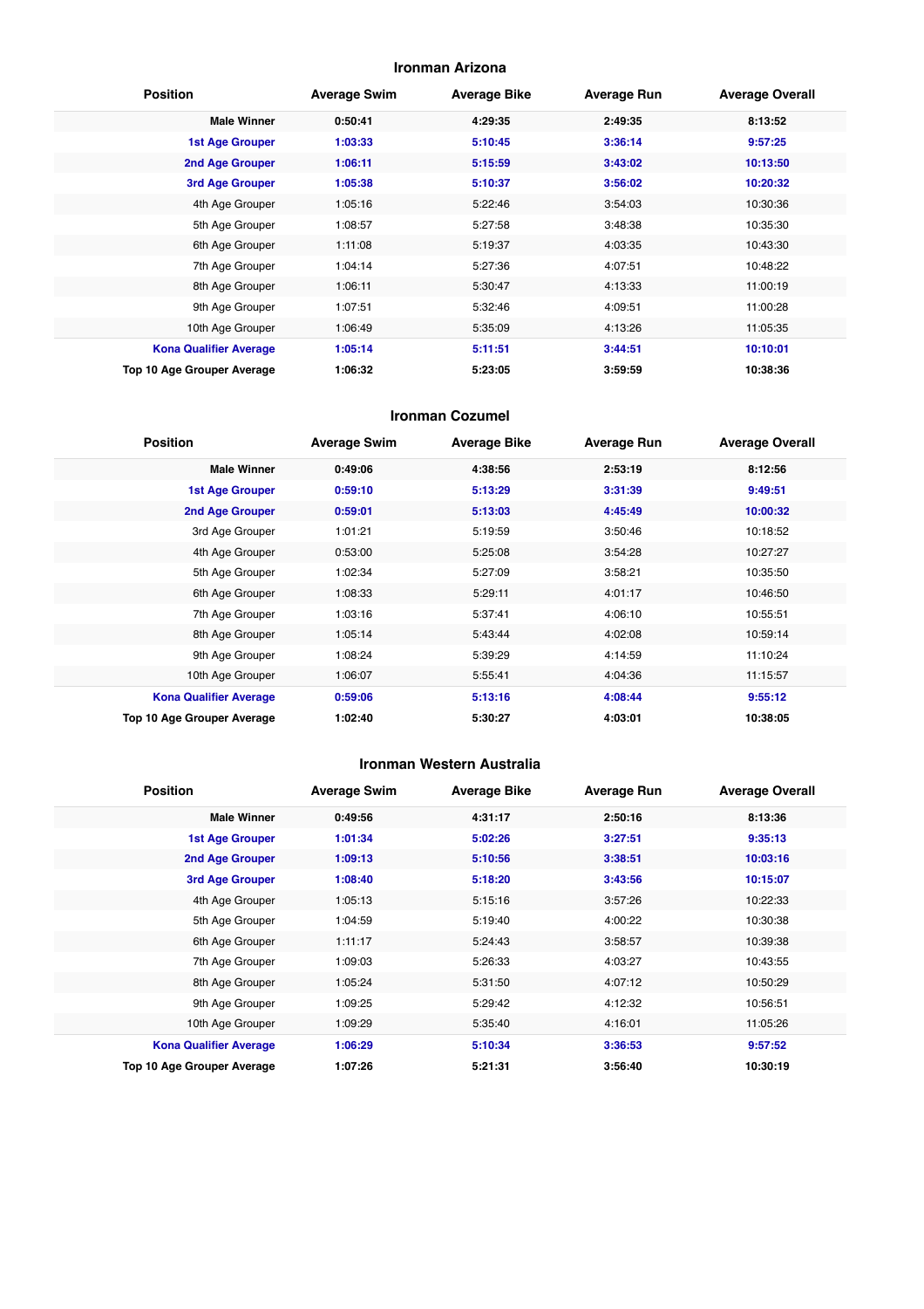### Ironman Arizona

| Position | Average Swim | Average Bike | Average Run | Average Overall |
|---|---|---|---|---|
| **Male Winner** | **0:50:41** | **4:29:35** | **2:49:35** | **8:13:52** |
| **1st Age Grouper** | **1:03:33** | **5:10:45** | **3:36:14** | **9:57:25** |
| **2nd Age Grouper** | **1:06:11** | **5:15:59** | **3:43:02** | **10:13:50** |
| **3rd Age Grouper** | **1:05:38** | **5:10:37** | **3:56:02** | **10:20:32** |
| 4th Age Grouper | 1:05:16 | 5:22:46 | 3:54:03 | 10:30:36 |
| 5th Age Grouper | 1:08:57 | 5:27:58 | 3:48:38 | 10:35:30 |
| 6th Age Grouper | 1:11:08 | 5:19:37 | 4:03:35 | 10:43:30 |
| 7th Age Grouper | 1:04:14 | 5:27:36 | 4:07:51 | 10:48:22 |
| 8th Age Grouper | 1:06:11 | 5:30:47 | 4:13:33 | 11:00:19 |
| 9th Age Grouper | 1:07:51 | 5:32:46 | 4:09:51 | 11:00:28 |
| 10th Age Grouper | 1:06:49 | 5:35:09 | 4:13:26 | 11:05:35 |
| **Kona Qualifier Average** | **1:05:14** | **5:11:51** | **3:44:51** | **10:10:01** |
| **Top 10 Age Grouper Average** | **1:06:32** | **5:23:05** | **3:59:59** | **10:38:36** |

### Ironman Cozumel

| Position | Average Swim | Average Bike | Average Run | Average Overall |
|---|---|---|---|---|
| **Male Winner** | **0:49:06** | **4:38:56** | **2:53:19** | **8:12:56** |
| **1st Age Grouper** | **0:59:10** | **5:13:29** | **3:31:39** | **9:49:51** |
| **2nd Age Grouper** | **0:59:01** | **5:13:03** | **4:45:49** | **10:00:32** |
| 3rd Age Grouper | 1:01:21 | 5:19:59 | 3:50:46 | 10:18:52 |
| 4th Age Grouper | 0:53:00 | 5:25:08 | 3:54:28 | 10:27:27 |
| 5th Age Grouper | 1:02:34 | 5:27:09 | 3:58:21 | 10:35:50 |
| 6th Age Grouper | 1:08:33 | 5:29:11 | 4:01:17 | 10:46:50 |
| 7th Age Grouper | 1:03:16 | 5:37:41 | 4:06:10 | 10:55:51 |
| 8th Age Grouper | 1:05:14 | 5:43:44 | 4:02:08 | 10:59:14 |
| 9th Age Grouper | 1:08:24 | 5:39:29 | 4:14:59 | 11:10:24 |
| 10th Age Grouper | 1:06:07 | 5:55:41 | 4:04:36 | 11:15:57 |
| **Kona Qualifier Average** | **0:59:06** | **5:13:16** | **4:08:44** | **9:55:12** |
| **Top 10 Age Grouper Average** | **1:02:40** | **5:30:27** | **4:03:01** | **10:38:05** |

### Ironman Western Australia

| Position | Average Swim | Average Bike | Average Run | Average Overall |
|---|---|---|---|---|
| **Male Winner** | **0:49:56** | **4:31:17** | **2:50:16** | **8:13:36** |
| **1st Age Grouper** | **1:01:34** | **5:02:26** | **3:27:51** | **9:35:13** |
| **2nd Age Grouper** | **1:09:13** | **5:10:56** | **3:38:51** | **10:03:16** |
| **3rd Age Grouper** | **1:08:40** | **5:18:20** | **3:43:56** | **10:15:07** |
| 4th Age Grouper | 1:05:13 | 5:15:16 | 3:57:26 | 10:22:33 |
| 5th Age Grouper | 1:04:59 | 5:19:40 | 4:00:22 | 10:30:38 |
| 6th Age Grouper | 1:11:17 | 5:24:43 | 3:58:57 | 10:39:38 |
| 7th Age Grouper | 1:09:03 | 5:26:33 | 4:03:27 | 10:43:55 |
| 8th Age Grouper | 1:05:24 | 5:31:50 | 4:07:12 | 10:50:29 |
| 9th Age Grouper | 1:09:25 | 5:29:42 | 4:12:32 | 10:56:51 |
| 10th Age Grouper | 1:09:29 | 5:35:40 | 4:16:01 | 11:05:26 |
| **Kona Qualifier Average** | **1:06:29** | **5:10:34** | **3:36:53** | **9:57:52** |
| **Top 10 Age Grouper Average** | **1:07:26** | **5:21:31** | **3:56:40** | **10:30:19** |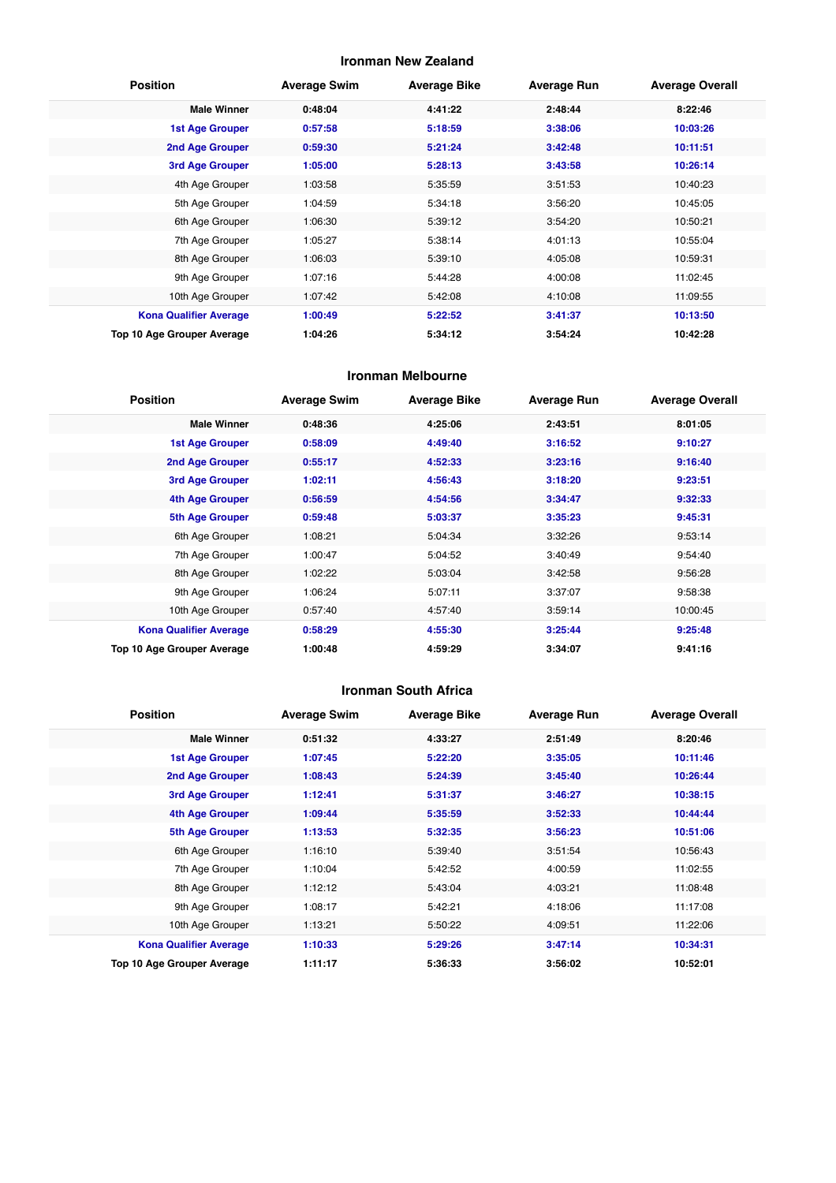### Ironman New Zealand

| Position | Average Swim | Average Bike | Average Run | Average Overall |
|---|---|---|---|---|
| **Male Winner** | **0:48:04** | **4:41:22** | **2:48:44** | **8:22:46** |
| **1st Age Grouper** | **0:57:58** | **5:18:59** | **3:38:06** | **10:03:26** |
| **2nd Age Grouper** | **0:59:30** | **5:21:24** | **3:42:48** | **10:11:51** |
| **3rd Age Grouper** | **1:05:00** | **5:28:13** | **3:43:58** | **10:26:14** |
| 4th Age Grouper | 1:03:58 | 5:35:59 | 3:51:53 | 10:40:23 |
| 5th Age Grouper | 1:04:59 | 5:34:18 | 3:56:20 | 10:45:05 |
| 6th Age Grouper | 1:06:30 | 5:39:12 | 3:54:20 | 10:50:21 |
| 7th Age Grouper | 1:05:27 | 5:38:14 | 4:01:13 | 10:55:04 |
| 8th Age Grouper | 1:06:03 | 5:39:10 | 4:05:08 | 10:59:31 |
| 9th Age Grouper | 1:07:16 | 5:44:28 | 4:00:08 | 11:02:45 |
| 10th Age Grouper | 1:07:42 | 5:42:08 | 4:10:08 | 11:09:55 |
| **Kona Qualifier Average** | **1:00:49** | **5:22:52** | **3:41:37** | **10:13:50** |
| **Top 10 Age Grouper Average** | **1:04:26** | **5:34:12** | **3:54:24** | **10:42:28** |

### Ironman Melbourne

| Position | Average Swim | Average Bike | Average Run | Average Overall |
|---|---|---|---|---|
| **Male Winner** | **0:48:36** | **4:25:06** | **2:43:51** | **8:01:05** |
| **1st Age Grouper** | **0:58:09** | **4:49:40** | **3:16:52** | **9:10:27** |
| **2nd Age Grouper** | **0:55:17** | **4:52:33** | **3:23:16** | **9:16:40** |
| **3rd Age Grouper** | **1:02:11** | **4:56:43** | **3:18:20** | **9:23:51** |
| **4th Age Grouper** | **0:56:59** | **4:54:56** | **3:34:47** | **9:32:33** |
| **5th Age Grouper** | **0:59:48** | **5:03:37** | **3:35:23** | **9:45:31** |
| 6th Age Grouper | 1:08:21 | 5:04:34 | 3:32:26 | 9:53:14 |
| 7th Age Grouper | 1:00:47 | 5:04:52 | 3:40:49 | 9:54:40 |
| 8th Age Grouper | 1:02:22 | 5:03:04 | 3:42:58 | 9:56:28 |
| 9th Age Grouper | 1:06:24 | 5:07:11 | 3:37:07 | 9:58:38 |
| 10th Age Grouper | 0:57:40 | 4:57:40 | 3:59:14 | 10:00:45 |
| **Kona Qualifier Average** | **0:58:29** | **4:55:30** | **3:25:44** | **9:25:48** |
| **Top 10 Age Grouper Average** | **1:00:48** | **4:59:29** | **3:34:07** | **9:41:16** |

### Ironman South Africa

| Position | Average Swim | Average Bike | Average Run | Average Overall |
|---|---|---|---|---|
| **Male Winner** | **0:51:32** | **4:33:27** | **2:51:49** | **8:20:46** |
| **1st Age Grouper** | **1:07:45** | **5:22:20** | **3:35:05** | **10:11:46** |
| **2nd Age Grouper** | **1:08:43** | **5:24:39** | **3:45:40** | **10:26:44** |
| **3rd Age Grouper** | **1:12:41** | **5:31:37** | **3:46:27** | **10:38:15** |
| **4th Age Grouper** | **1:09:44** | **5:35:59** | **3:52:33** | **10:44:44** |
| **5th Age Grouper** | **1:13:53** | **5:32:35** | **3:56:23** | **10:51:06** |
| 6th Age Grouper | 1:16:10 | 5:39:40 | 3:51:54 | 10:56:43 |
| 7th Age Grouper | 1:10:04 | 5:42:52 | 4:00:59 | 11:02:55 |
| 8th Age Grouper | 1:12:12 | 5:43:04 | 4:03:21 | 11:08:48 |
| 9th Age Grouper | 1:08:17 | 5:42:21 | 4:18:06 | 11:17:08 |
| 10th Age Grouper | 1:13:21 | 5:50:22 | 4:09:51 | 11:22:06 |
| **Kona Qualifier Average** | **1:10:33** | **5:29:26** | **3:47:14** | **10:34:31** |
| **Top 10 Age Grouper Average** | **1:11:17** | **5:36:33** | **3:56:02** | **10:52:01** |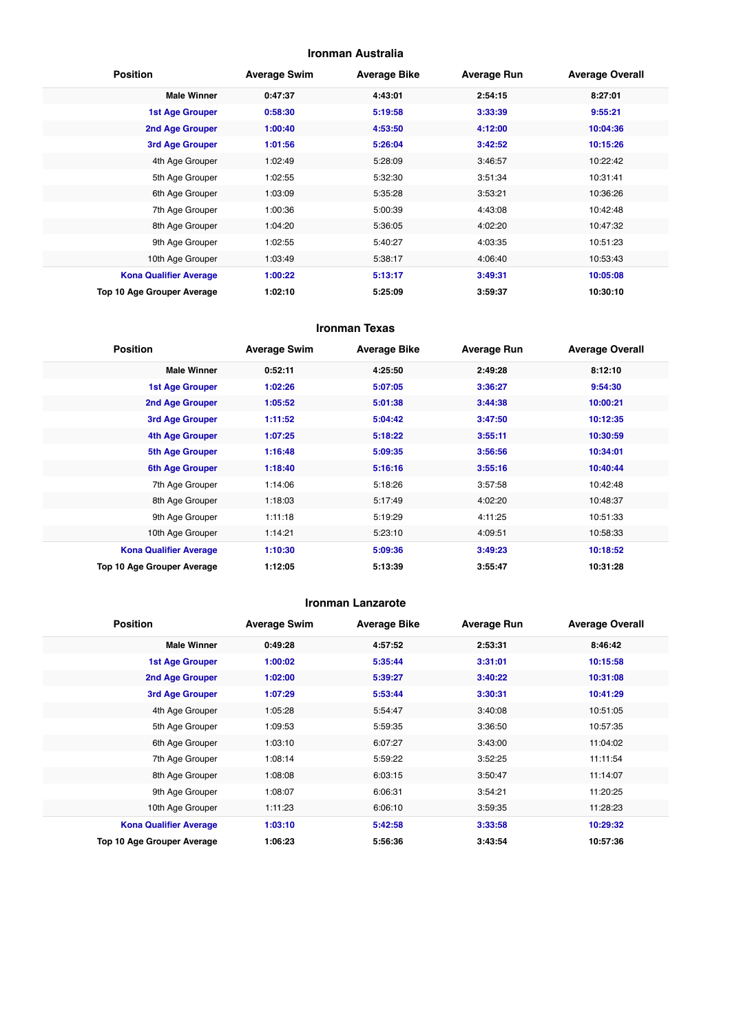## Ironman Australia

| Position | Average Swim | Average Bike | Average Run | Average Overall |
|---|---|---|---|---|
| **Male Winner** | **0:47:37** | **4:43:01** | **2:54:15** | **8:27:01** |
| **1st Age Grouper** | **0:58:30** | **5:19:58** | **3:33:39** | **9:55:21** |
| **2nd Age Grouper** | **1:00:40** | **4:53:50** | **4:12:00** | **10:04:36** |
| **3rd Age Grouper** | **1:01:56** | **5:26:04** | **3:42:52** | **10:15:26** |
| 4th Age Grouper | 1:02:49 | 5:28:09 | 3:46:57 | 10:22:42 |
| 5th Age Grouper | 1:02:55 | 5:32:30 | 3:51:34 | 10:31:41 |
| 6th Age Grouper | 1:03:09 | 5:35:28 | 3:53:21 | 10:36:26 |
| 7th Age Grouper | 1:00:36 | 5:00:39 | 4:43:08 | 10:42:48 |
| 8th Age Grouper | 1:04:20 | 5:36:05 | 4:02:20 | 10:47:32 |
| 9th Age Grouper | 1:02:55 | 5:40:27 | 4:03:35 | 10:51:23 |
| 10th Age Grouper | 1:03:49 | 5:38:17 | 4:06:40 | 10:53:43 |
| **Kona Qualifier Average** | **1:00:22** | **5:13:17** | **3:49:31** | **10:05:08** |
| **Top 10 Age Grouper Average** | **1:02:10** | **5:25:09** | **3:59:37** | **10:30:10** |

## Ironman Texas

| Position | Average Swim | Average Bike | Average Run | Average Overall |
|---|---|---|---|---|
| **Male Winner** | **0:52:11** | **4:25:50** | **2:49:28** | **8:12:10** |
| **1st Age Grouper** | **1:02:26** | **5:07:05** | **3:36:27** | **9:54:30** |
| **2nd Age Grouper** | **1:05:52** | **5:01:38** | **3:44:38** | **10:00:21** |
| **3rd Age Grouper** | **1:11:52** | **5:04:42** | **3:47:50** | **10:12:35** |
| **4th Age Grouper** | **1:07:25** | **5:18:22** | **3:55:11** | **10:30:59** |
| **5th Age Grouper** | **1:16:48** | **5:09:35** | **3:56:56** | **10:34:01** |
| **6th Age Grouper** | **1:18:40** | **5:16:16** | **3:55:16** | **10:40:44** |
| 7th Age Grouper | 1:14:06 | 5:18:26 | 3:57:58 | 10:42:48 |
| 8th Age Grouper | 1:18:03 | 5:17:49 | 4:02:20 | 10:48:37 |
| 9th Age Grouper | 1:11:18 | 5:19:29 | 4:11:25 | 10:51:33 |
| 10th Age Grouper | 1:14:21 | 5:23:10 | 4:09:51 | 10:58:33 |
| **Kona Qualifier Average** | **1:10:30** | **5:09:36** | **3:49:23** | **10:18:52** |
| **Top 10 Age Grouper Average** | **1:12:05** | **5:13:39** | **3:55:47** | **10:31:28** |

## Ironman Lanzarote

| Position | Average Swim | Average Bike | Average Run | Average Overall |
|---|---|---|---|---|
| **Male Winner** | **0:49:28** | **4:57:52** | **2:53:31** | **8:46:42** |
| **1st Age Grouper** | **1:00:02** | **5:35:44** | **3:31:01** | **10:15:58** |
| **2nd Age Grouper** | **1:02:00** | **5:39:27** | **3:40:22** | **10:31:08** |
| **3rd Age Grouper** | **1:07:29** | **5:53:44** | **3:30:31** | **10:41:29** |
| 4th Age Grouper | 1:05:28 | 5:54:47 | 3:40:08 | 10:51:05 |
| 5th Age Grouper | 1:09:53 | 5:59:35 | 3:36:50 | 10:57:35 |
| 6th Age Grouper | 1:03:10 | 6:07:27 | 3:43:00 | 11:04:02 |
| 7th Age Grouper | 1:08:14 | 5:59:22 | 3:52:25 | 11:11:54 |
| 8th Age Grouper | 1:08:08 | 6:03:15 | 3:50:47 | 11:14:07 |
| 9th Age Grouper | 1:08:07 | 6:06:31 | 3:54:21 | 11:20:25 |
| 10th Age Grouper | 1:11:23 | 6:06:10 | 3:59:35 | 11:28:23 |
| **Kona Qualifier Average** | **1:03:10** | **5:42:58** | **3:33:58** | **10:29:32** |
| **Top 10 Age Grouper Average** | **1:06:23** | **5:56:36** | **3:43:54** | **10:57:36** |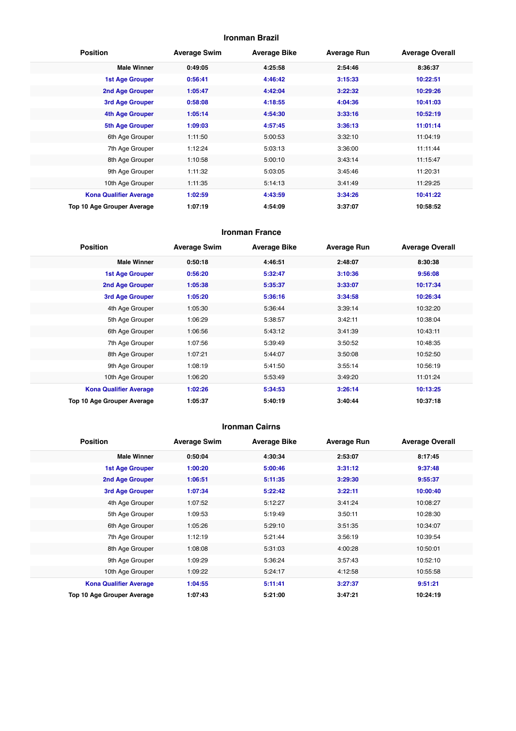### Ironman Brazil

| Position | Average Swim | Average Bike | Average Run | Average Overall |
|---|---|---|---|---|
| **Male Winner** | **0:49:05** | **4:25:58** | **2:54:46** | **8:36:37** |
| **1st Age Grouper** | **0:56:41** | **4:46:42** | **3:15:33** | **10:22:51** |
| **2nd Age Grouper** | **1:05:47** | **4:42:04** | **3:22:32** | **10:29:26** |
| **3rd Age Grouper** | **0:58:08** | **4:18:55** | **4:04:36** | **10:41:03** |
| **4th Age Grouper** | **1:05:14** | **4:54:30** | **3:33:16** | **10:52:19** |
| **5th Age Grouper** | **1:09:03** | **4:57:45** | **3:36:13** | **11:01:14** |
| 6th Age Grouper | 1:11:50 | 5:00:53 | 3:32:10 | 11:04:19 |
| 7th Age Grouper | 1:12:24 | 5:03:13 | 3:36:00 | 11:11:44 |
| 8th Age Grouper | 1:10:58 | 5:00:10 | 3:43:14 | 11:15:47 |
| 9th Age Grouper | 1:11:32 | 5:03:05 | 3:45:46 | 11:20:31 |
| 10th Age Grouper | 1:11:35 | 5:14:13 | 3:41:49 | 11:29:25 |
| **Kona Qualifier Average** | **1:02:59** | **4:43:59** | **3:34:26** | **10:41:22** |
| **Top 10 Age Grouper Average** | **1:07:19** | **4:54:09** | **3:37:07** | **10:58:52** |

### Ironman France

| Position | Average Swim | Average Bike | Average Run | Average Overall |
|---|---|---|---|---|
| **Male Winner** | **0:50:18** | **4:46:51** | **2:48:07** | **8:30:38** |
| **1st Age Grouper** | **0:56:20** | **5:32:47** | **3:10:36** | **9:56:08** |
| **2nd Age Grouper** | **1:05:38** | **5:35:37** | **3:33:07** | **10:17:34** |
| **3rd Age Grouper** | **1:05:20** | **5:36:16** | **3:34:58** | **10:26:34** |
| 4th Age Grouper | 1:05:30 | 5:36:44 | 3:39:14 | 10:32:20 |
| 5th Age Grouper | 1:06:29 | 5:38:57 | 3:42:11 | 10:38:04 |
| 6th Age Grouper | 1:06:56 | 5:43:12 | 3:41:39 | 10:43:11 |
| 7th Age Grouper | 1:07:56 | 5:39:49 | 3:50:52 | 10:48:35 |
| 8th Age Grouper | 1:07:21 | 5:44:07 | 3:50:08 | 10:52:50 |
| 9th Age Grouper | 1:08:19 | 5:41:50 | 3:55:14 | 10:56:19 |
| 10th Age Grouper | 1:06:20 | 5:53:49 | 3:49:20 | 11:01:24 |
| **Kona Qualifier Average** | **1:02:26** | **5:34:53** | **3:26:14** | **10:13:25** |
| **Top 10 Age Grouper Average** | **1:05:37** | **5:40:19** | **3:40:44** | **10:37:18** |

### Ironman Cairns

| Position | Average Swim | Average Bike | Average Run | Average Overall |
|---|---|---|---|---|
| **Male Winner** | **0:50:04** | **4:30:34** | **2:53:07** | **8:17:45** |
| **1st Age Grouper** | **1:00:20** | **5:00:46** | **3:31:12** | **9:37:48** |
| **2nd Age Grouper** | **1:06:51** | **5:11:35** | **3:29:30** | **9:55:37** |
| **3rd Age Grouper** | **1:07:34** | **5:22:42** | **3:22:11** | **10:00:40** |
| 4th Age Grouper | 1:07:52 | 5:12:27 | 3:41:24 | 10:08:27 |
| 5th Age Grouper | 1:09:53 | 5:19:49 | 3:50:11 | 10:28:30 |
| 6th Age Grouper | 1:05:26 | 5:29:10 | 3:51:35 | 10:34:07 |
| 7th Age Grouper | 1:12:19 | 5:21:44 | 3:56:19 | 10:39:54 |
| 8th Age Grouper | 1:08:08 | 5:31:03 | 4:00:28 | 10:50:01 |
| 9th Age Grouper | 1:09:29 | 5:36:24 | 3:57:43 | 10:52:10 |
| 10th Age Grouper | 1:09:22 | 5:24:17 | 4:12:58 | 10:55:58 |
| **Kona Qualifier Average** | **1:04:55** | **5:11:41** | **3:27:37** | **9:51:21** |
| **Top 10 Age Grouper Average** | **1:07:43** | **5:21:00** | **3:47:21** | **10:24:19** |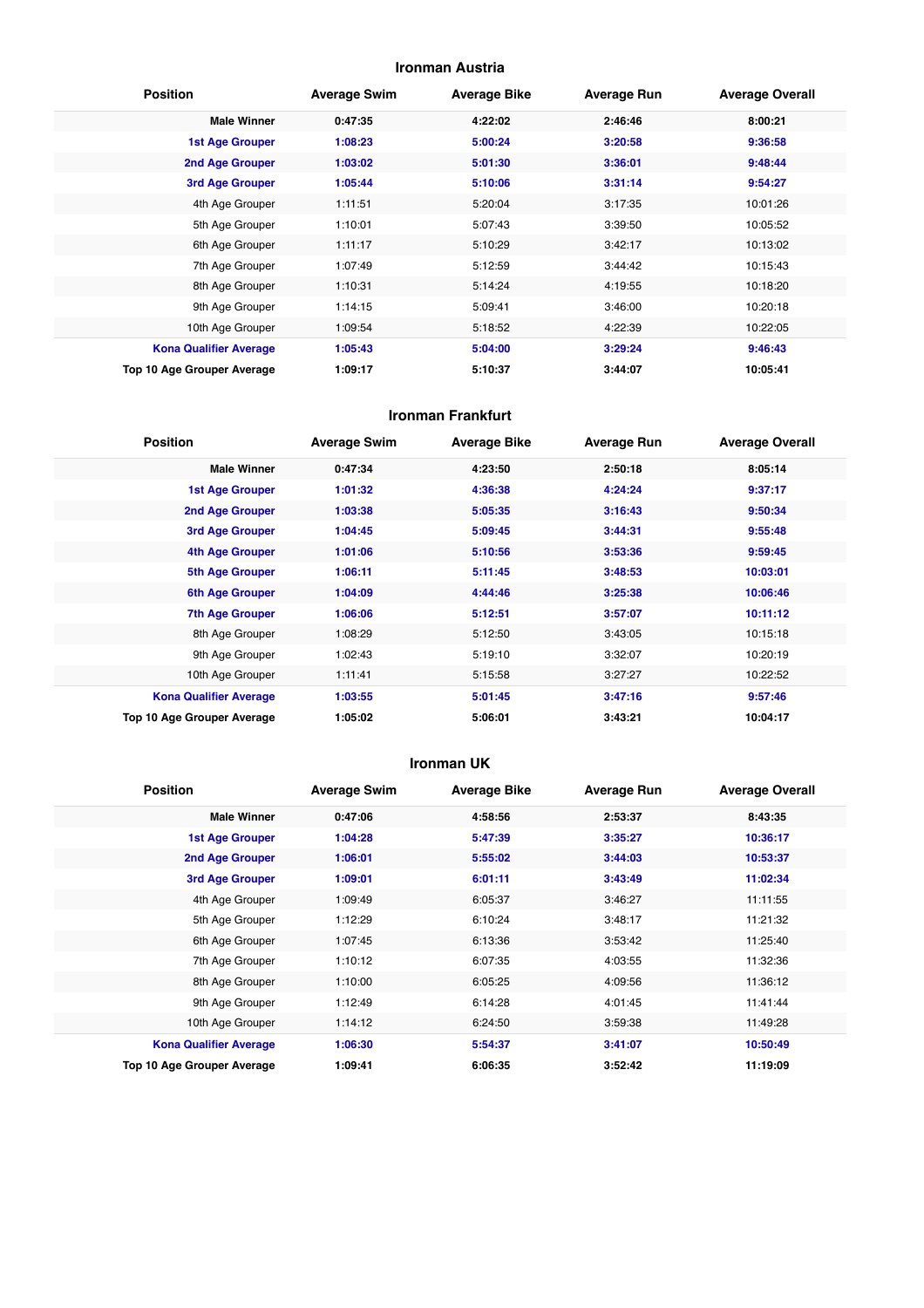## Ironman Austria

| Position | Average Swim | Average Bike | Average Run | Average Overall |
|---|---|---|---|---|
| **Male Winner** | **0:47:35** | **4:22:02** | **2:46:46** | **8:00:21** |
| **1st Age Grouper** | **1:08:23** | **5:00:24** | **3:20:58** | **9:36:58** |
| **2nd Age Grouper** | **1:03:02** | **5:01:30** | **3:36:01** | **9:48:44** |
| **3rd Age Grouper** | **1:05:44** | **5:10:06** | **3:31:14** | **9:54:27** |
| 4th Age Grouper | 1:11:51 | 5:20:04 | 3:17:35 | 10:01:26 |
| 5th Age Grouper | 1:10:01 | 5:07:43 | 3:39:50 | 10:05:52 |
| 6th Age Grouper | 1:11:17 | 5:10:29 | 3:42:17 | 10:13:02 |
| 7th Age Grouper | 1:07:49 | 5:12:59 | 3:44:42 | 10:15:43 |
| 8th Age Grouper | 1:10:31 | 5:14:24 | 4:19:55 | 10:18:20 |
| 9th Age Grouper | 1:14:15 | 5:09:41 | 3:46:00 | 10:20:18 |
| 10th Age Grouper | 1:09:54 | 5:18:52 | 4:22:39 | 10:22:05 |
| **Kona Qualifier Average** | **1:05:43** | **5:04:00** | **3:29:24** | **9:46:43** |
| **Top 10 Age Grouper Average** | **1:09:17** | **5:10:37** | **3:44:07** | **10:05:41** |

## Ironman Frankfurt

| Position | Average Swim | Average Bike | Average Run | Average Overall |
|---|---|---|---|---|
| **Male Winner** | **0:47:34** | **4:23:50** | **2:50:18** | **8:05:14** |
| **1st Age Grouper** | **1:01:32** | **4:36:38** | **4:24:24** | **9:37:17** |
| **2nd Age Grouper** | **1:03:38** | **5:05:35** | **3:16:43** | **9:50:34** |
| **3rd Age Grouper** | **1:04:45** | **5:09:45** | **3:44:31** | **9:55:48** |
| **4th Age Grouper** | **1:01:06** | **5:10:56** | **3:53:36** | **9:59:45** |
| **5th Age Grouper** | **1:06:11** | **5:11:45** | **3:48:53** | **10:03:01** |
| **6th Age Grouper** | **1:04:09** | **4:44:46** | **3:25:38** | **10:06:46** |
| **7th Age Grouper** | **1:06:06** | **5:12:51** | **3:57:07** | **10:11:12** |
| 8th Age Grouper | 1:08:29 | 5:12:50 | 3:43:05 | 10:15:18 |
| 9th Age Grouper | 1:02:43 | 5:19:10 | 3:32:07 | 10:20:19 |
| 10th Age Grouper | 1:11:41 | 5:15:58 | 3:27:27 | 10:22:52 |
| **Kona Qualifier Average** | **1:03:55** | **5:01:45** | **3:47:16** | **9:57:46** |
| **Top 10 Age Grouper Average** | **1:05:02** | **5:06:01** | **3:43:21** | **10:04:17** |

## Ironman UK

| Position | Average Swim | Average Bike | Average Run | Average Overall |
|---|---|---|---|---|
| **Male Winner** | **0:47:06** | **4:58:56** | **2:53:37** | **8:43:35** |
| **1st Age Grouper** | **1:04:28** | **5:47:39** | **3:35:27** | **10:36:17** |
| **2nd Age Grouper** | **1:06:01** | **5:55:02** | **3:44:03** | **10:53:37** |
| **3rd Age Grouper** | **1:09:01** | **6:01:11** | **3:43:49** | **11:02:34** |
| 4th Age Grouper | 1:09:49 | 6:05:37 | 3:46:27 | 11:11:55 |
| 5th Age Grouper | 1:12:29 | 6:10:24 | 3:48:17 | 11:21:32 |
| 6th Age Grouper | 1:07:45 | 6:13:36 | 3:53:42 | 11:25:40 |
| 7th Age Grouper | 1:10:12 | 6:07:35 | 4:03:55 | 11:32:36 |
| 8th Age Grouper | 1:10:00 | 6:05:25 | 4:09:56 | 11:36:12 |
| 9th Age Grouper | 1:12:49 | 6:14:28 | 4:01:45 | 11:41:44 |
| 10th Age Grouper | 1:14:12 | 6:24:50 | 3:59:38 | 11:49:28 |
| **Kona Qualifier Average** | **1:06:30** | **5:54:37** | **3:41:07** | **10:50:49** |
| **Top 10 Age Grouper Average** | **1:09:41** | **6:06:35** | **3:52:42** | **11:19:09** |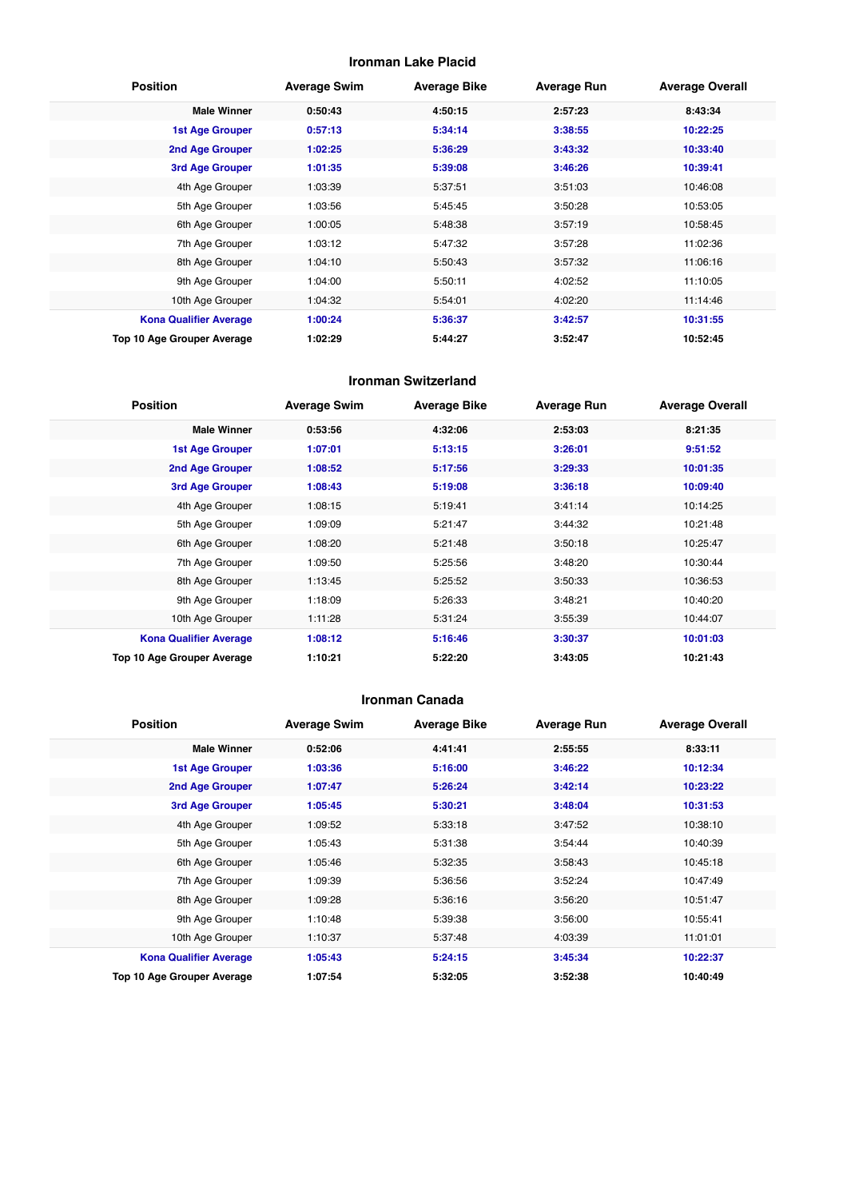## Ironman Lake Placid

| Position | Average Swim | Average Bike | Average Run | Average Overall |
|---|---|---|---|---|
| **Male Winner** | **0:50:43** | **4:50:15** | **2:57:23** | **8:43:34** |
| **1st Age Grouper** | **0:57:13** | **5:34:14** | **3:38:55** | **10:22:25** |
| **2nd Age Grouper** | **1:02:25** | **5:36:29** | **3:43:32** | **10:33:40** |
| **3rd Age Grouper** | **1:01:35** | **5:39:08** | **3:46:26** | **10:39:41** |
| 4th Age Grouper | 1:03:39 | 5:37:51 | 3:51:03 | 10:46:08 |
| 5th Age Grouper | 1:03:56 | 5:45:45 | 3:50:28 | 10:53:05 |
| 6th Age Grouper | 1:00:05 | 5:48:38 | 3:57:19 | 10:58:45 |
| 7th Age Grouper | 1:03:12 | 5:47:32 | 3:57:28 | 11:02:36 |
| 8th Age Grouper | 1:04:10 | 5:50:43 | 3:57:32 | 11:06:16 |
| 9th Age Grouper | 1:04:00 | 5:50:11 | 4:02:52 | 11:10:05 |
| 10th Age Grouper | 1:04:32 | 5:54:01 | 4:02:20 | 11:14:46 |
| **Kona Qualifier Average** | **1:00:24** | **5:36:37** | **3:42:57** | **10:31:55** |
| **Top 10 Age Grouper Average** | **1:02:29** | **5:44:27** | **3:52:47** | **10:52:45** |

## Ironman Switzerland

| Position | Average Swim | Average Bike | Average Run | Average Overall |
|---|---|---|---|---|
| **Male Winner** | **0:53:56** | **4:32:06** | **2:53:03** | **8:21:35** |
| **1st Age Grouper** | **1:07:01** | **5:13:15** | **3:26:01** | **9:51:52** |
| **2nd Age Grouper** | **1:08:52** | **5:17:56** | **3:29:33** | **10:01:35** |
| **3rd Age Grouper** | **1:08:43** | **5:19:08** | **3:36:18** | **10:09:40** |
| 4th Age Grouper | 1:08:15 | 5:19:41 | 3:41:14 | 10:14:25 |
| 5th Age Grouper | 1:09:09 | 5:21:47 | 3:44:32 | 10:21:48 |
| 6th Age Grouper | 1:08:20 | 5:21:48 | 3:50:18 | 10:25:47 |
| 7th Age Grouper | 1:09:50 | 5:25:56 | 3:48:20 | 10:30:44 |
| 8th Age Grouper | 1:13:45 | 5:25:52 | 3:50:33 | 10:36:53 |
| 9th Age Grouper | 1:18:09 | 5:26:33 | 3:48:21 | 10:40:20 |
| 10th Age Grouper | 1:11:28 | 5:31:24 | 3:55:39 | 10:44:07 |
| **Kona Qualifier Average** | **1:08:12** | **5:16:46** | **3:30:37** | **10:01:03** |
| **Top 10 Age Grouper Average** | **1:10:21** | **5:22:20** | **3:43:05** | **10:21:43** |

## Ironman Canada

| Position | Average Swim | Average Bike | Average Run | Average Overall |
|---|---|---|---|---|
| **Male Winner** | **0:52:06** | **4:41:41** | **2:55:55** | **8:33:11** |
| **1st Age Grouper** | **1:03:36** | **5:16:00** | **3:46:22** | **10:12:34** |
| **2nd Age Grouper** | **1:07:47** | **5:26:24** | **3:42:14** | **10:23:22** |
| **3rd Age Grouper** | **1:05:45** | **5:30:21** | **3:48:04** | **10:31:53** |
| 4th Age Grouper | 1:09:52 | 5:33:18 | 3:47:52 | 10:38:10 |
| 5th Age Grouper | 1:05:43 | 5:31:38 | 3:54:44 | 10:40:39 |
| 6th Age Grouper | 1:05:46 | 5:32:35 | 3:58:43 | 10:45:18 |
| 7th Age Grouper | 1:09:39 | 5:36:56 | 3:52:24 | 10:47:49 |
| 8th Age Grouper | 1:09:28 | 5:36:16 | 3:56:20 | 10:51:47 |
| 9th Age Grouper | 1:10:48 | 5:39:38 | 3:56:00 | 10:55:41 |
| 10th Age Grouper | 1:10:37 | 5:37:48 | 4:03:39 | 11:01:01 |
| **Kona Qualifier Average** | **1:05:43** | **5:24:15** | **3:45:34** | **10:22:37** |
| **Top 10 Age Grouper Average** | **1:07:54** | **5:32:05** | **3:52:38** | **10:40:49** |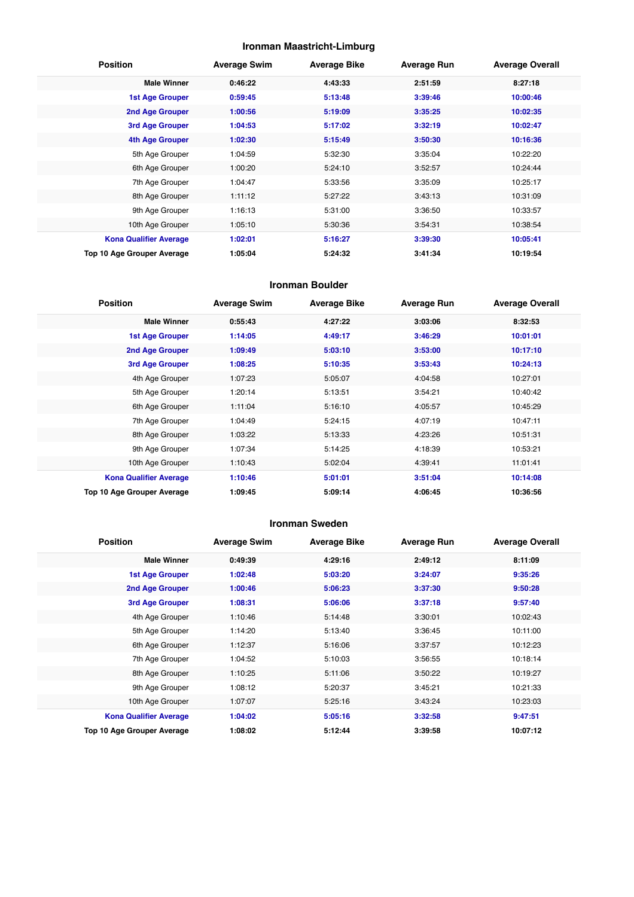## Ironman Maastricht-Limburg

| Position | Average Swim | Average Bike | Average Run | Average Overall |
|---|---|---|---|---|
| **Male Winner** | **0:46:22** | **4:43:33** | **2:51:59** | **8:27:18** |
| **1st Age Grouper** | **0:59:45** | **5:13:48** | **3:39:46** | **10:00:46** |
| **2nd Age Grouper** | **1:00:56** | **5:19:09** | **3:35:25** | **10:02:35** |
| **3rd Age Grouper** | **1:04:53** | **5:17:02** | **3:32:19** | **10:02:47** |
| **4th Age Grouper** | **1:02:30** | **5:15:49** | **3:50:30** | **10:16:36** |
| 5th Age Grouper | 1:04:59 | 5:32:30 | 3:35:04 | 10:22:20 |
| 6th Age Grouper | 1:00:20 | 5:24:10 | 3:52:57 | 10:24:44 |
| 7th Age Grouper | 1:04:47 | 5:33:56 | 3:35:09 | 10:25:17 |
| 8th Age Grouper | 1:11:12 | 5:27:22 | 3:43:13 | 10:31:09 |
| 9th Age Grouper | 1:16:13 | 5:31:00 | 3:36:50 | 10:33:57 |
| 10th Age Grouper | 1:05:10 | 5:30:36 | 3:54:31 | 10:38:54 |
| **Kona Qualifier Average** | **1:02:01** | **5:16:27** | **3:39:30** | **10:05:41** |
| **Top 10 Age Grouper Average** | **1:05:04** | **5:24:32** | **3:41:34** | **10:19:54** |

## Ironman Boulder

| Position | Average Swim | Average Bike | Average Run | Average Overall |
|---|---|---|---|---|
| **Male Winner** | **0:55:43** | **4:27:22** | **3:03:06** | **8:32:53** |
| **1st Age Grouper** | **1:14:05** | **4:49:17** | **3:46:29** | **10:01:01** |
| **2nd Age Grouper** | **1:09:49** | **5:03:10** | **3:53:00** | **10:17:10** |
| **3rd Age Grouper** | **1:08:25** | **5:10:35** | **3:53:43** | **10:24:13** |
| 4th Age Grouper | 1:07:23 | 5:05:07 | 4:04:58 | 10:27:01 |
| 5th Age Grouper | 1:20:14 | 5:13:51 | 3:54:21 | 10:40:42 |
| 6th Age Grouper | 1:11:04 | 5:16:10 | 4:05:57 | 10:45:29 |
| 7th Age Grouper | 1:04:49 | 5:24:15 | 4:07:19 | 10:47:11 |
| 8th Age Grouper | 1:03:22 | 5:13:33 | 4:23:26 | 10:51:31 |
| 9th Age Grouper | 1:07:34 | 5:14:25 | 4:18:39 | 10:53:21 |
| 10th Age Grouper | 1:10:43 | 5:02:04 | 4:39:41 | 11:01:41 |
| **Kona Qualifier Average** | **1:10:46** | **5:01:01** | **3:51:04** | **10:14:08** |
| **Top 10 Age Grouper Average** | **1:09:45** | **5:09:14** | **4:06:45** | **10:36:56** |

## Ironman Sweden

| Position | Average Swim | Average Bike | Average Run | Average Overall |
|---|---|---|---|---|
| **Male Winner** | **0:49:39** | **4:29:16** | **2:49:12** | **8:11:09** |
| **1st Age Grouper** | **1:02:48** | **5:03:20** | **3:24:07** | **9:35:26** |
| **2nd Age Grouper** | **1:00:46** | **5:06:23** | **3:37:30** | **9:50:28** |
| **3rd Age Grouper** | **1:08:31** | **5:06:06** | **3:37:18** | **9:57:40** |
| 4th Age Grouper | 1:10:46 | 5:14:48 | 3:30:01 | 10:02:43 |
| 5th Age Grouper | 1:14:20 | 5:13:40 | 3:36:45 | 10:11:00 |
| 6th Age Grouper | 1:12:37 | 5:16:06 | 3:37:57 | 10:12:23 |
| 7th Age Grouper | 1:04:52 | 5:10:03 | 3:56:55 | 10:18:14 |
| 8th Age Grouper | 1:10:25 | 5:11:06 | 3:50:22 | 10:19:27 |
| 9th Age Grouper | 1:08:12 | 5:20:37 | 3:45:21 | 10:21:33 |
| 10th Age Grouper | 1:07:07 | 5:25:16 | 3:43:24 | 10:23:03 |
| **Kona Qualifier Average** | **1:04:02** | **5:05:16** | **3:32:58** | **9:47:51** |
| **Top 10 Age Grouper Average** | **1:08:02** | **5:12:44** | **3:39:58** | **10:07:12** |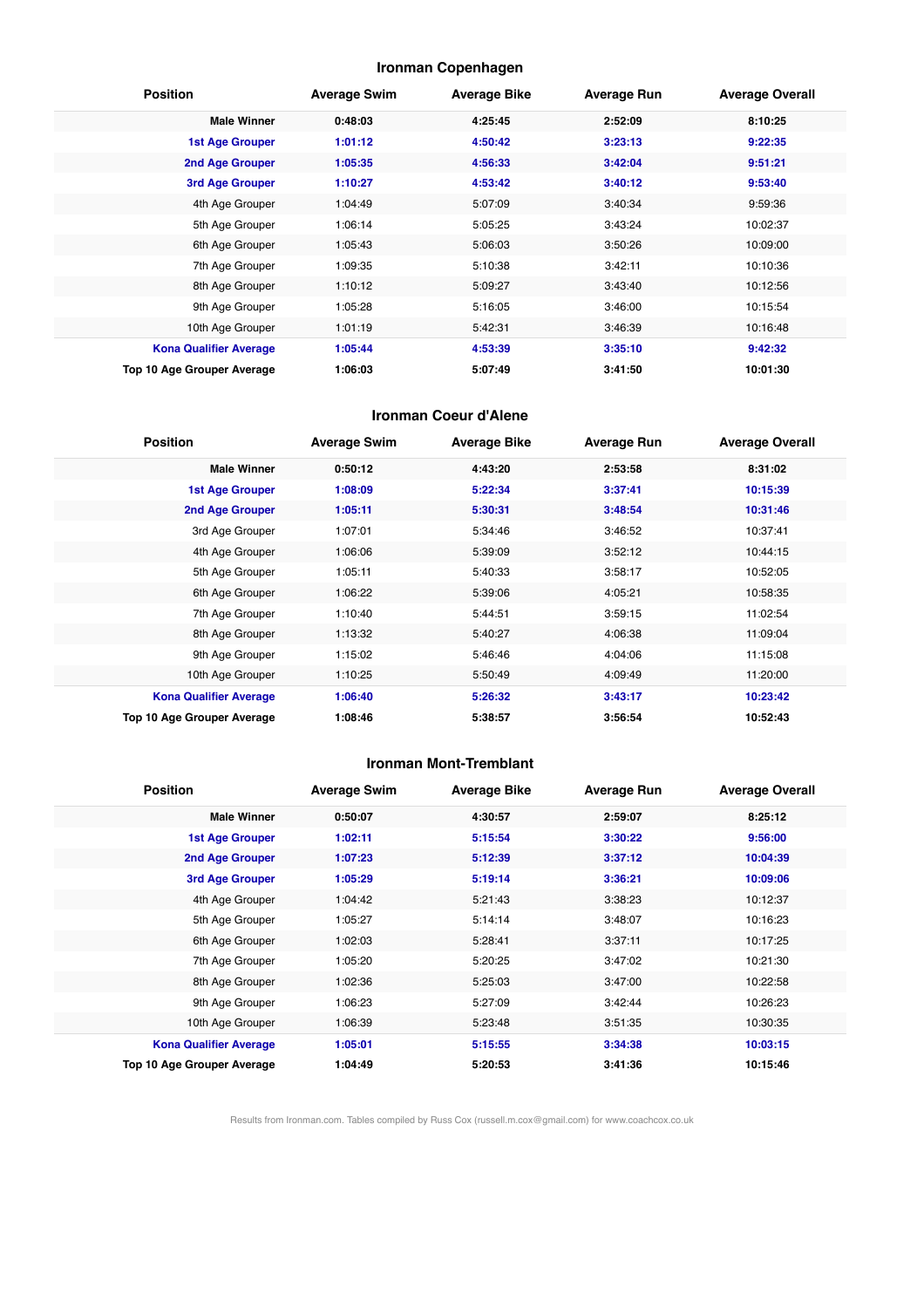## Ironman Copenhagen

| Position | Average Swim | Average Bike | Average Run | Average Overall |
|---|---|---|---|---|
| **Male Winner** | **0:48:03** | **4:25:45** | **2:52:09** | **8:10:25** |
| **1st Age Grouper** | **1:01:12** | **4:50:42** | **3:23:13** | **9:22:35** |
| **2nd Age Grouper** | **1:05:35** | **4:56:33** | **3:42:04** | **9:51:21** |
| **3rd Age Grouper** | **1:10:27** | **4:53:42** | **3:40:12** | **9:53:40** |
| 4th Age Grouper | 1:04:49 | 5:07:09 | 3:40:34 | 9:59:36 |
| 5th Age Grouper | 1:06:14 | 5:05:25 | 3:43:24 | 10:02:37 |
| 6th Age Grouper | 1:05:43 | 5:06:03 | 3:50:26 | 10:09:00 |
| 7th Age Grouper | 1:09:35 | 5:10:38 | 3:42:11 | 10:10:36 |
| 8th Age Grouper | 1:10:12 | 5:09:27 | 3:43:40 | 10:12:56 |
| 9th Age Grouper | 1:05:28 | 5:16:05 | 3:46:00 | 10:15:54 |
| 10th Age Grouper | 1:01:19 | 5:42:31 | 3:46:39 | 10:16:48 |
| **Kona Qualifier Average** | **1:05:44** | **4:53:39** | **3:35:10** | **9:42:32** |
| **Top 10 Age Grouper Average** | **1:06:03** | **5:07:49** | **3:41:50** | **10:01:30** |

## Ironman Coeur d'Alene

| Position | Average Swim | Average Bike | Average Run | Average Overall |
|---|---|---|---|---|
| **Male Winner** | **0:50:12** | **4:43:20** | **2:53:58** | **8:31:02** |
| **1st Age Grouper** | **1:08:09** | **5:22:34** | **3:37:41** | **10:15:39** |
| **2nd Age Grouper** | **1:05:11** | **5:30:31** | **3:48:54** | **10:31:46** |
| 3rd Age Grouper | 1:07:01 | 5:34:46 | 3:46:52 | 10:37:41 |
| 4th Age Grouper | 1:06:06 | 5:39:09 | 3:52:12 | 10:44:15 |
| 5th Age Grouper | 1:05:11 | 5:40:33 | 3:58:17 | 10:52:05 |
| 6th Age Grouper | 1:06:22 | 5:39:06 | 4:05:21 | 10:58:35 |
| 7th Age Grouper | 1:10:40 | 5:44:51 | 3:59:15 | 11:02:54 |
| 8th Age Grouper | 1:13:32 | 5:40:27 | 4:06:38 | 11:09:04 |
| 9th Age Grouper | 1:15:02 | 5:46:46 | 4:04:06 | 11:15:08 |
| 10th Age Grouper | 1:10:25 | 5:50:49 | 4:09:49 | 11:20:00 |
| **Kona Qualifier Average** | **1:06:40** | **5:26:32** | **3:43:17** | **10:23:42** |
| **Top 10 Age Grouper Average** | **1:08:46** | **5:38:57** | **3:56:54** | **10:52:43** |

## Ironman Mont-Tremblant

| Position | Average Swim | Average Bike | Average Run | Average Overall |
|---|---|---|---|---|
| **Male Winner** | **0:50:07** | **4:30:57** | **2:59:07** | **8:25:12** |
| **1st Age Grouper** | **1:02:11** | **5:15:54** | **3:30:22** | **9:56:00** |
| **2nd Age Grouper** | **1:07:23** | **5:12:39** | **3:37:12** | **10:04:39** |
| **3rd Age Grouper** | **1:05:29** | **5:19:14** | **3:36:21** | **10:09:06** |
| 4th Age Grouper | 1:04:42 | 5:21:43 | 3:38:23 | 10:12:37 |
| 5th Age Grouper | 1:05:27 | 5:14:14 | 3:48:07 | 10:16:23 |
| 6th Age Grouper | 1:02:03 | 5:28:41 | 3:37:11 | 10:17:25 |
| 7th Age Grouper | 1:05:20 | 5:20:25 | 3:47:02 | 10:21:30 |
| 8th Age Grouper | 1:02:36 | 5:25:03 | 3:47:00 | 10:22:58 |
| 9th Age Grouper | 1:06:23 | 5:27:09 | 3:42:44 | 10:26:23 |
| 10th Age Grouper | 1:06:39 | 5:23:48 | 3:51:35 | 10:30:35 |
| **Kona Qualifier Average** | **1:05:01** | **5:15:55** | **3:34:38** | **10:03:15** |
| **Top 10 Age Grouper Average** | **1:04:49** | **5:20:53** | **3:41:36** | **10:15:46** |

Results from Ironman.com. Tables compiled by Russ Cox (russell.m.cox@gmail.com) for www.coachcox.co.uk